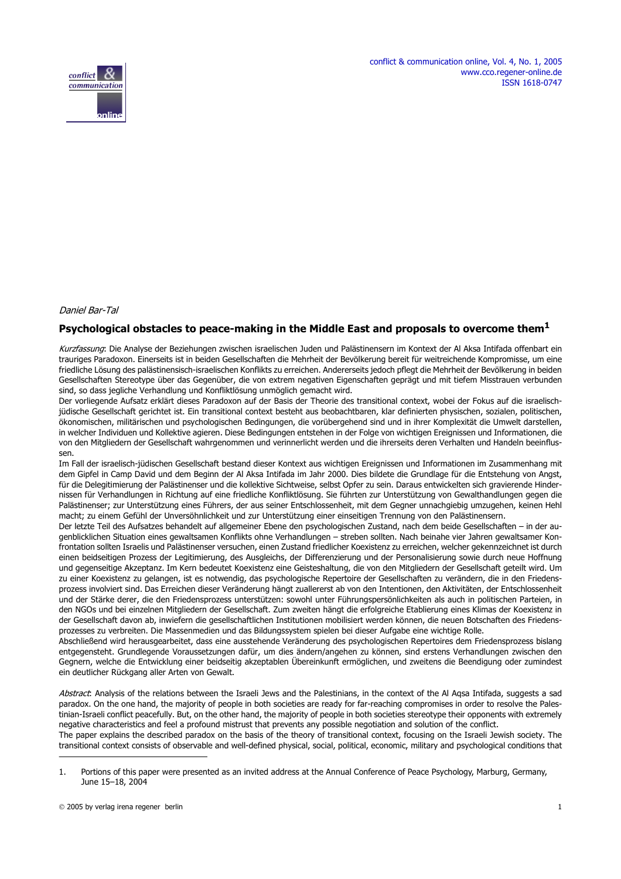Daniel Bar-Tal

# Psychological obstacles to peace-making in the Middle East and proposals to overcome them[1]

*Kurzfassung*: Die Analyse der Beziehungen zwischen israelischen Juden und Palästinensern im Kontext der Al Aksa Intifada offenbart ein trauriges Paradoxon. Einerseits ist in beiden Gesellschaften die Mehrheit der Bevölkerung bereit für weitreichende Kompromisse, um eine friedliche Lösung des palästinensisch-israelischen Konflikts zu erreichen. Andererseits jedoch pflegt die Mehrheit der Bevölkerung in beiden Gesellschaften Stereotype über das Gegenüber, die von extrem negativen Eigenschaften geprägt und mit tiefem Misstrauen verbunden sind, so dass jegliche Verhandlung und Konfliktlösung unmöglich gemacht wird.

Der vorliegende Aufsatz erklärt dieses Paradoxon auf der Basis der Theorie des transitional context, wobei der Fokus auf die israelisch-jüdische Gesellschaft gerichtet ist. Ein transitional context besteht aus beobachtbaren, klar definierten physischen, sozialen, politischen, ökonomischen, militärischen und psychologischen Bedingungen, die vorübergehend sind und in ihrer Komplexität die Umwelt darstellen, in welcher Individuen und Kollektive agieren. Diese Bedingungen entstehen in der Folge von wichtigen Ereignissen und Informationen, die von den Mitgliedern der Gesellschaft wahrgenommen und verinnerlicht werden und die ihrerseits deren Verhalten und Handeln beeinflussen.

Im Fall der israelisch-jüdischen Gesellschaft bestand dieser Kontext aus wichtigen Ereignissen und Informationen im Zusammenhang mit dem Gipfel in Camp David und dem Beginn der Al Aksa Intifada im Jahr 2000. Dies bildete die Grundlage für die Entstehung von Angst, für die Delegitimierung der Palästinenser und die kollektive Sichtweise, selbst Opfer zu sein. Daraus entwickelten sich gravierende Hindernissen für Verhandlungen in Richtung auf eine friedliche Konfliktlösung. Sie führten zur Unterstützung von Gewalthandlungen gegen die Palästinenser; zur Unterstützung eines Führers, der aus seiner Entschlossenheit, mit dem Gegner unnachgiebig umzugehen, keinen Hehl macht; zu einem Gefühl der Unversöhnlichkeit und zur Unterstützung einer einseitigen Trennung von den Palästinensern.

Der letzte Teil des Aufsatzes behandelt auf allgemeiner Ebene den psychologischen Zustand, nach dem beide Gesellschaften – in der augenblicklichen Situation eines gewaltsamen Konflikts ohne Verhandlungen – streben sollten. Nach beinahe vier Jahren gewaltsamer Konfrontation sollten Israelis und Palästinenser versuchen, einen Zustand friedlicher Koexistenz zu erreichen, welcher gekennzeichnet ist durch einen beidseitigen Prozess der Legitimierung, des Ausgleichs, der Differenzierung und der Personalisierung sowie durch neue Hoffnung und gegenseitige Akzeptanz. Im Kern bedeutet Koexistenz eine Geisteshaltung, die von den Mitgliedern der Gesellschaft geteilt wird. Um zu einer Koexistenz zu gelangen, ist es notwendig, das psychologische Repertoire der Gesellschaften zu verändern, die in den Friedensprozess involviert sind. Das Erreichen dieser Veränderung hängt zuallererst ab von den Intentionen, den Aktivitäten, der Entschlossenheit und der Stärke derer, die den Friedensprozess unterstützen: sowohl unter Führungspersönlichkeiten als auch in politischen Parteien, in den NGOs und bei einzelnen Mitgliedern der Gesellschaft. Zum zweiten hängt die erfolgreiche Etablierung eines Klimas der Koexistenz in der Gesellschaft davon ab, inwiefern die gesellschaftlichen Institutionen mobilisiert werden können, die neuen Botschaften des Friedensprozesses zu verbreiten. Die Massenmedien und das Bildungssystem spielen bei dieser Aufgabe eine wichtige Rolle.

Abschließend wird herausgearbeitet, dass eine ausstehende Veränderung des psychologischen Repertoires dem Friedensprozess bislang entgegensteht. Grundlegende Voraussetzungen dafür, um dies ändern/angehen zu können, sind erstens Verhandlungen zwischen den Gegnern, welche die Entwicklung einer beidseitig akzeptablen Übereinkunft ermöglichen, und zweitens die Beendigung oder zumindest ein deutlicher Rückgang aller Arten von Gewalt.

*Abstract*: Analysis of the relations between the Israeli Jews and the Palestinians, in the context of the Al Aqsa Intifada, suggests a sad paradox. On the one hand, the majority of people in both societies are ready for far-reaching compromises in order to resolve the Palestinian-Israeli conflict peacefully. But, on the other hand, the majority of people in both societies stereotype their opponents with extremely negative characteristics and feel a profound mistrust that prevents any possible negotiation and solution of the conflict.

The paper explains the described paradox on the basis of the theory of transitional context, focusing on the Israeli Jewish society. The transitional context consists of observable and well-defined physical, social, political, economic, military and psychological conditions that

---

1. Portions of this paper were presented as an invited address at the Annual Conference of Peace Psychology, Marburg, Germany, June 15–18, 2004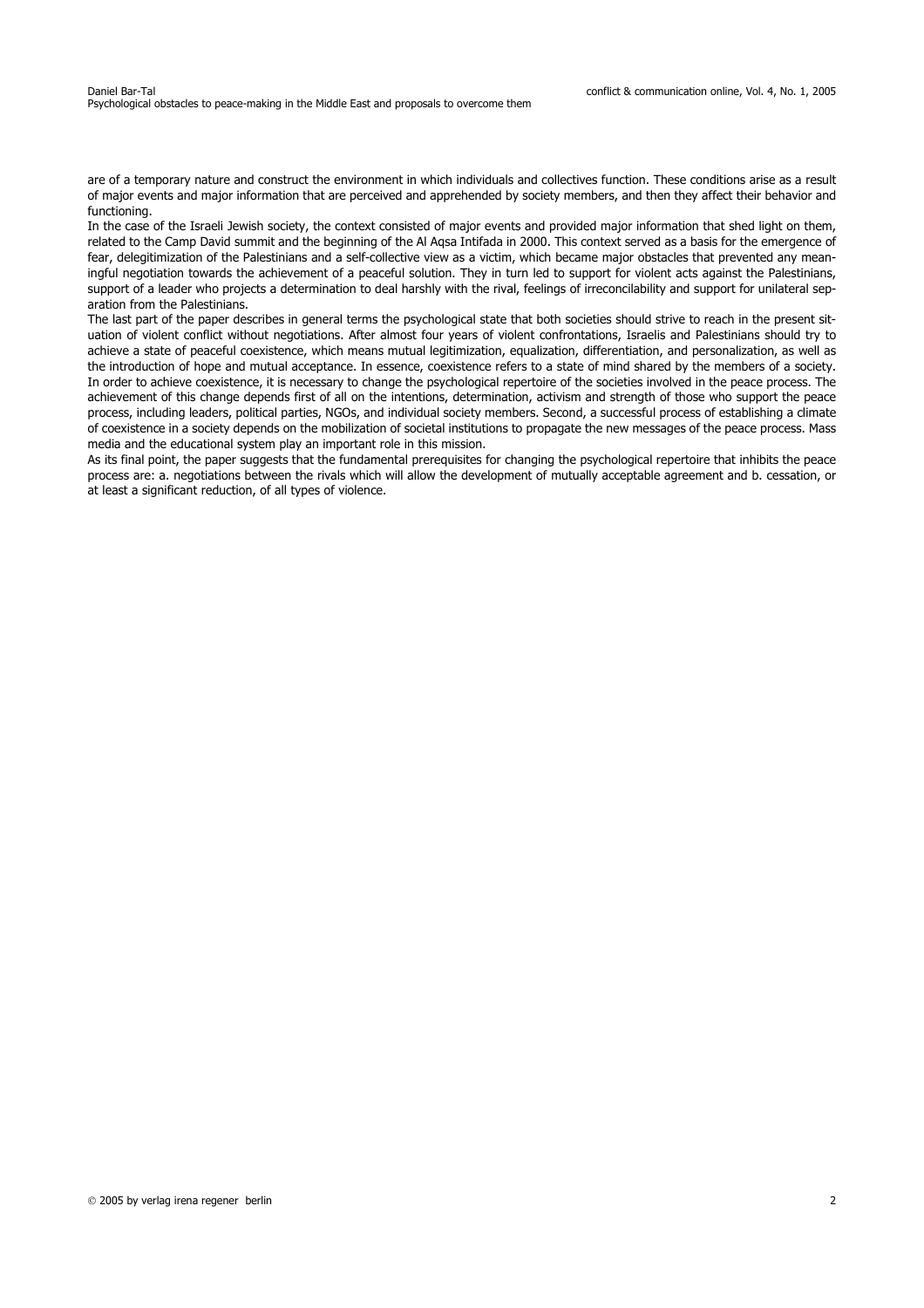are of a temporary nature and construct the environment in which individuals and collectives function. These conditions arise as a result of major events and major information that are perceived and apprehended by society members, and then they affect their behavior and functioning.

In the case of the Israeli Jewish society, the context consisted of major events and provided major information that shed light on them, related to the Camp David summit and the beginning of the Al Aqsa Intifada in 2000. This context served as a basis for the emergence of fear, delegitimization of the Palestinians and a self-collective view as a victim, which became major obstacles that prevented any meaningful negotiation towards the achievement of a peaceful solution. They in turn led to support for violent acts against the Palestinians, support of a leader who projects a determination to deal harshly with the rival, feelings of irreconcilability and support for unilateral separation from the Palestinians.

The last part of the paper describes in general terms the psychological state that both societies should strive to reach in the present situation of violent conflict without negotiations. After almost four years of violent confrontations, Israelis and Palestinians should try to achieve a state of peaceful coexistence, which means mutual legitimization, equalization, differentiation, and personalization, as well as the introduction of hope and mutual acceptance. In essence, coexistence refers to a state of mind shared by the members of a society. In order to achieve coexistence, it is necessary to change the psychological repertoire of the societies involved in the peace process. The achievement of this change depends first of all on the intentions, determination, activism and strength of those who support the peace process, including leaders, political parties, NGOs, and individual society members. Second, a successful process of establishing a climate of coexistence in a society depends on the mobilization of societal institutions to propagate the new messages of the peace process. Mass media and the educational system play an important role in this mission.

As its final point, the paper suggests that the fundamental prerequisites for changing the psychological repertoire that inhibits the peace process are: a. negotiations between the rivals which will allow the development of mutually acceptable agreement and b. cessation, or at least a significant reduction, of all types of violence.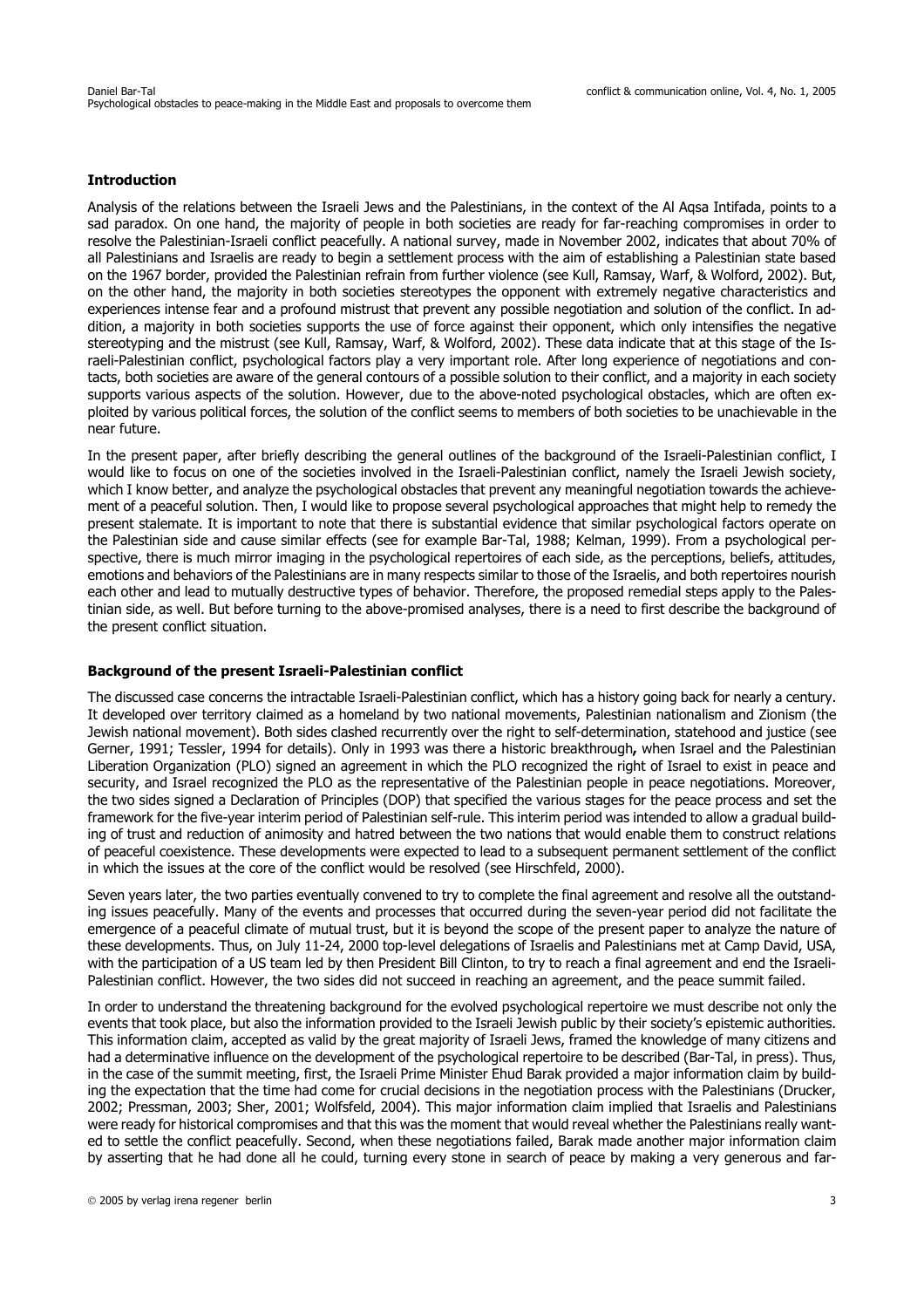**Introduction**

Analysis of the relations between the Israeli Jews and the Palestinians, in the context of the Al Aqsa Intifada, points to a sad paradox. On one hand, the majority of people in both societies are ready for far-reaching compromises in order to resolve the Palestinian-Israeli conflict peacefully. A national survey, made in November 2002, indicates that about 70% of all Palestinians and Israelis are ready to begin a settlement process with the aim of establishing a Palestinian state based on the 1967 border, provided the Palestinian refrain from further violence (see Kull, Ramsay, Warf, & Wolford, 2002). But, on the other hand, the majority in both societies stereotypes the opponent with extremely negative characteristics and experiences intense fear and a profound mistrust that prevent any possible negotiation and solution of the conflict. In addition, a majority in both societies supports the use of force against their opponent, which only intensifies the negative stereotyping and the mistrust (see Kull, Ramsay, Warf, & Wolford, 2002). These data indicate that at this stage of the Israeli-Palestinian conflict, psychological factors play a very important role. After long experience of negotiations and contacts, both societies are aware of the general contours of a possible solution to their conflict, and a majority in each society supports various aspects of the solution. However, due to the above-noted psychological obstacles, which are often exploited by various political forces, the solution of the conflict seems to members of both societies to be unachievable in the near future.

In the present paper, after briefly describing the general outlines of the background of the Israeli-Palestinian conflict, I would like to focus on one of the societies involved in the Israeli-Palestinian conflict, namely the Israeli Jewish society, which I know better, and analyze the psychological obstacles that prevent any meaningful negotiation towards the achievement of a peaceful solution. Then, I would like to propose several psychological approaches that might help to remedy the present stalemate. It is important to note that there is substantial evidence that similar psychological factors operate on the Palestinian side and cause similar effects (see for example Bar-Tal, 1988; Kelman, 1999). From a psychological perspective, there is much mirror imaging in the psychological repertoires of each side, as the perceptions, beliefs, attitudes, emotions and behaviors of the Palestinians are in many respects similar to those of the Israelis, and both repertoires nourish each other and lead to mutually destructive types of behavior. Therefore, the proposed remedial steps apply to the Palestinian side, as well. But before turning to the above-promised analyses, there is a need to first describe the background of the present conflict situation.

**Background of the present Israeli-Palestinian conflict**

The discussed case concerns the intractable Israeli-Palestinian conflict, which has a history going back for nearly a century. It developed over territory claimed as a homeland by two national movements, Palestinian nationalism and Zionism (the Jewish national movement). Both sides clashed recurrently over the right to self-determination, statehood and justice (see Gerner, 1991; Tessler, 1994 for details). Only in 1993 was there a historic breakthrough**,** when Israel and the Palestinian Liberation Organization (PLO) signed an agreement in which the PLO recognized the right of Israel to exist in peace and security, and Israel recognized the PLO as the representative of the Palestinian people in peace negotiations. Moreover, the two sides signed a Declaration of Principles (DOP) that specified the various stages for the peace process and set the framework for the five-year interim period of Palestinian self-rule. This interim period was intended to allow a gradual building of trust and reduction of animosity and hatred between the two nations that would enable them to construct relations of peaceful coexistence. These developments were expected to lead to a subsequent permanent settlement of the conflict in which the issues at the core of the conflict would be resolved (see Hirschfeld, 2000).

Seven years later, the two parties eventually convened to try to complete the final agreement and resolve all the outstanding issues peacefully. Many of the events and processes that occurred during the seven-year period did not facilitate the emergence of a peaceful climate of mutual trust, but it is beyond the scope of the present paper to analyze the nature of these developments. Thus, on July 11-24, 2000 top-level delegations of Israelis and Palestinians met at Camp David, USA, with the participation of a US team led by then President Bill Clinton, to try to reach a final agreement and end the Israeli-Palestinian conflict. However, the two sides did not succeed in reaching an agreement, and the peace summit failed.

In order to understand the threatening background for the evolved psychological repertoire we must describe not only the events that took place, but also the information provided to the Israeli Jewish public by their society's epistemic authorities. This information claim, accepted as valid by the great majority of Israeli Jews, framed the knowledge of many citizens and had a determinative influence on the development of the psychological repertoire to be described (Bar-Tal, in press). Thus, in the case of the summit meeting, first, the Israeli Prime Minister Ehud Barak provided a major information claim by building the expectation that the time had come for crucial decisions in the negotiation process with the Palestinians (Drucker, 2002; Pressman, 2003; Sher, 2001; Wolfsfeld, 2004). This major information claim implied that Israelis and Palestinians were ready for historical compromises and that this was the moment that would reveal whether the Palestinians really wanted to settle the conflict peacefully. Second, when these negotiations failed, Barak made another major information claim by asserting that he had done all he could, turning every stone in search of peace by making a very generous and far-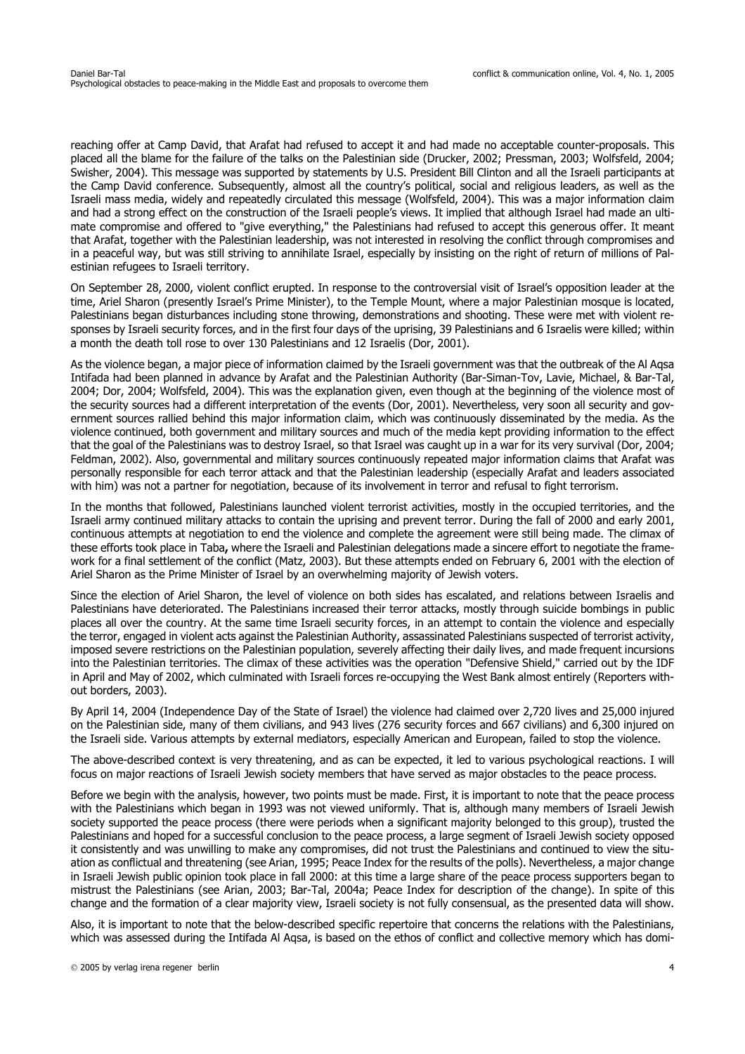reaching offer at Camp David, that Arafat had refused to accept it and had made no acceptable counter-proposals. This placed all the blame for the failure of the talks on the Palestinian side (Drucker, 2002; Pressman, 2003; Wolfsfeld, 2004; Swisher, 2004). This message was supported by statements by U.S. President Bill Clinton and all the Israeli participants at the Camp David conference. Subsequently, almost all the country's political, social and religious leaders, as well as the Israeli mass media, widely and repeatedly circulated this message (Wolfsfeld, 2004). This was a major information claim and had a strong effect on the construction of the Israeli people's views. It implied that although Israel had made an ultimate compromise and offered to "give everything," the Palestinians had refused to accept this generous offer. It meant that Arafat, together with the Palestinian leadership, was not interested in resolving the conflict through compromises and in a peaceful way, but was still striving to annihilate Israel, especially by insisting on the right of return of millions of Palestinian refugees to Israeli territory.

On September 28, 2000, violent conflict erupted. In response to the controversial visit of Israel's opposition leader at the time, Ariel Sharon (presently Israel's Prime Minister), to the Temple Mount, where a major Palestinian mosque is located, Palestinians began disturbances including stone throwing, demonstrations and shooting. These were met with violent responses by Israeli security forces, and in the first four days of the uprising, 39 Palestinians and 6 Israelis were killed; within a month the death toll rose to over 130 Palestinians and 12 Israelis (Dor, 2001).

As the violence began, a major piece of information claimed by the Israeli government was that the outbreak of the Al Aqsa Intifada had been planned in advance by Arafat and the Palestinian Authority (Bar-Siman-Tov, Lavie, Michael, & Bar-Tal, 2004; Dor, 2004; Wolfsfeld, 2004). This was the explanation given, even though at the beginning of the violence most of the security sources had a different interpretation of the events (Dor, 2001). Nevertheless, very soon all security and government sources rallied behind this major information claim, which was continuously disseminated by the media. As the violence continued, both government and military sources and much of the media kept providing information to the effect that the goal of the Palestinians was to destroy Israel, so that Israel was caught up in a war for its very survival (Dor, 2004; Feldman, 2002). Also, governmental and military sources continuously repeated major information claims that Arafat was personally responsible for each terror attack and that the Palestinian leadership (especially Arafat and leaders associated with him) was not a partner for negotiation, because of its involvement in terror and refusal to fight terrorism.

In the months that followed, Palestinians launched violent terrorist activities, mostly in the occupied territories, and the Israeli army continued military attacks to contain the uprising and prevent terror. During the fall of 2000 and early 2001, continuous attempts at negotiation to end the violence and complete the agreement were still being made. The climax of these efforts took place in Taba**,** where the Israeli and Palestinian delegations made a sincere effort to negotiate the framework for a final settlement of the conflict (Matz, 2003). But these attempts ended on February 6, 2001 with the election of Ariel Sharon as the Prime Minister of Israel by an overwhelming majority of Jewish voters.

Since the election of Ariel Sharon, the level of violence on both sides has escalated, and relations between Israelis and Palestinians have deteriorated. The Palestinians increased their terror attacks, mostly through suicide bombings in public places all over the country. At the same time Israeli security forces, in an attempt to contain the violence and especially the terror, engaged in violent acts against the Palestinian Authority, assassinated Palestinians suspected of terrorist activity, imposed severe restrictions on the Palestinian population, severely affecting their daily lives, and made frequent incursions into the Palestinian territories. The climax of these activities was the operation "Defensive Shield," carried out by the IDF in April and May of 2002, which culminated with Israeli forces re-occupying the West Bank almost entirely (Reporters without borders, 2003).

By April 14, 2004 (Independence Day of the State of Israel) the violence had claimed over 2,720 lives and 25,000 injured on the Palestinian side, many of them civilians, and 943 lives (276 security forces and 667 civilians) and 6,300 injured on the Israeli side. Various attempts by external mediators, especially American and European, failed to stop the violence.

The above-described context is very threatening, and as can be expected, it led to various psychological reactions. I will focus on major reactions of Israeli Jewish society members that have served as major obstacles to the peace process.

Before we begin with the analysis, however, two points must be made. First, it is important to note that the peace process with the Palestinians which began in 1993 was not viewed uniformly. That is, although many members of Israeli Jewish society supported the peace process (there were periods when a significant majority belonged to this group), trusted the Palestinians and hoped for a successful conclusion to the peace process, a large segment of Israeli Jewish society opposed it consistently and was unwilling to make any compromises, did not trust the Palestinians and continued to view the situation as conflictual and threatening (see Arian, 1995; Peace Index for the results of the polls). Nevertheless, a major change in Israeli Jewish public opinion took place in fall 2000: at this time a large share of the peace process supporters began to mistrust the Palestinians (see Arian, 2003; Bar-Tal, 2004a; Peace Index for description of the change). In spite of this change and the formation of a clear majority view, Israeli society is not fully consensual, as the presented data will show.

Also, it is important to note that the below-described specific repertoire that concerns the relations with the Palestinians, which was assessed during the Intifada Al Aqsa, is based on the ethos of conflict and collective memory which has domi-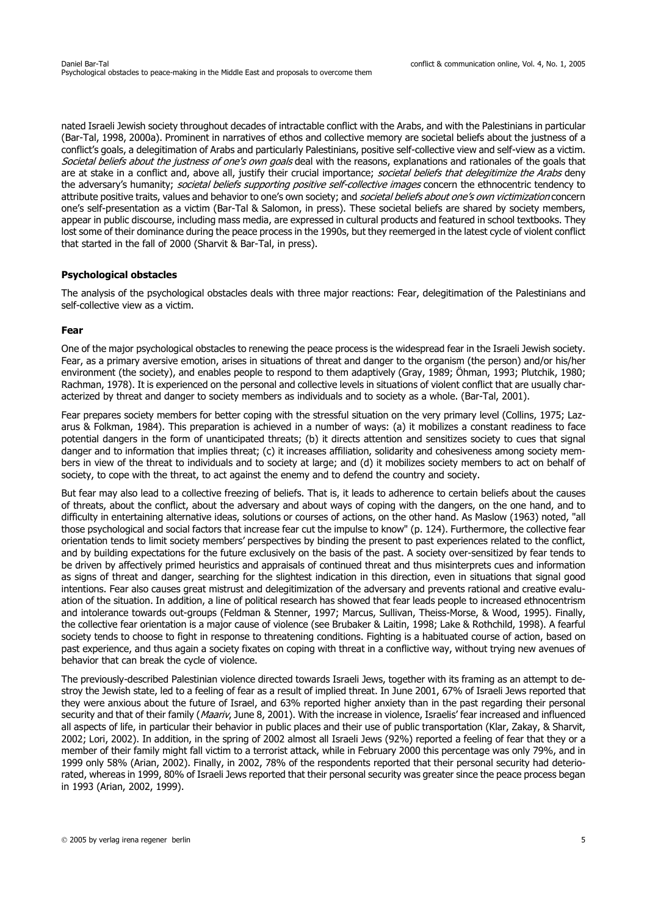nated Israeli Jewish society throughout decades of intractable conflict with the Arabs, and with the Palestinians in particular (Bar-Tal, 1998, 2000a). Prominent in narratives of ethos and collective memory are societal beliefs about the justness of a conflict's goals, a delegitimation of Arabs and particularly Palestinians, positive self-collective view and self-view as a victim. *Societal beliefs about the justness of one's own goals* deal with the reasons, explanations and rationales of the goals that are at stake in a conflict and, above all, justify their crucial importance; *societal beliefs that delegitimize the Arabs* deny the adversary's humanity; *societal beliefs supporting positive self-collective images* concern the ethnocentric tendency to attribute positive traits, values and behavior to one's own society; and *societal beliefs about one's own victimization* concern one's self-presentation as a victim (Bar-Tal & Salomon, in press). These societal beliefs are shared by society members, appear in public discourse, including mass media, are expressed in cultural products and featured in school textbooks. They lost some of their dominance during the peace process in the 1990s, but they reemerged in the latest cycle of violent conflict that started in the fall of 2000 (Sharvit & Bar-Tal, in press).

### Psychological obstacles

The analysis of the psychological obstacles deals with three major reactions: Fear, delegitimation of the Palestinians and self-collective view as a victim.

### Fear

One of the major psychological obstacles to renewing the peace process is the widespread fear in the Israeli Jewish society. Fear, as a primary aversive emotion, arises in situations of threat and danger to the organism (the person) and/or his/her environment (the society), and enables people to respond to them adaptively (Gray, 1989; Öhman, 1993; Plutchik, 1980; Rachman, 1978). It is experienced on the personal and collective levels in situations of violent conflict that are usually characterized by threat and danger to society members as individuals and to society as a whole. (Bar-Tal, 2001).

Fear prepares society members for better coping with the stressful situation on the very primary level (Collins, 1975; Lazarus & Folkman, 1984). This preparation is achieved in a number of ways: (a) it mobilizes a constant readiness to face potential dangers in the form of unanticipated threats; (b) it directs attention and sensitizes society to cues that signal danger and to information that implies threat; (c) it increases affiliation, solidarity and cohesiveness among society members in view of the threat to individuals and to society at large; and (d) it mobilizes society members to act on behalf of society, to cope with the threat, to act against the enemy and to defend the country and society.

But fear may also lead to a collective freezing of beliefs. That is, it leads to adherence to certain beliefs about the causes of threats, about the conflict, about the adversary and about ways of coping with the dangers, on the one hand, and to difficulty in entertaining alternative ideas, solutions or courses of actions, on the other hand. As Maslow (1963) noted, "all those psychological and social factors that increase fear cut the impulse to know" (p. 124). Furthermore, the collective fear orientation tends to limit society members' perspectives by binding the present to past experiences related to the conflict, and by building expectations for the future exclusively on the basis of the past. A society over-sensitized by fear tends to be driven by affectively primed heuristics and appraisals of continued threat and thus misinterprets cues and information as signs of threat and danger, searching for the slightest indication in this direction, even in situations that signal good intentions. Fear also causes great mistrust and delegitimization of the adversary and prevents rational and creative evaluation of the situation. In addition, a line of political research has showed that fear leads people to increased ethnocentrism and intolerance towards out-groups (Feldman & Stenner, 1997; Marcus, Sullivan, Theiss-Morse, & Wood, 1995). Finally, the collective fear orientation is a major cause of violence (see Brubaker & Laitin, 1998; Lake & Rothchild, 1998). A fearful society tends to choose to fight in response to threatening conditions. Fighting is a habituated course of action, based on past experience, and thus again a society fixates on coping with threat in a conflictive way, without trying new avenues of behavior that can break the cycle of violence.

The previously-described Palestinian violence directed towards Israeli Jews, together with its framing as an attempt to destroy the Jewish state, led to a feeling of fear as a result of implied threat. In June 2001, 67% of Israeli Jews reported that they were anxious about the future of Israel, and 63% reported higher anxiety than in the past regarding their personal security and that of their family (*Maariv*, June 8, 2001). With the increase in violence, Israelis' fear increased and influenced all aspects of life, in particular their behavior in public places and their use of public transportation (Klar, Zakay, & Sharvit, 2002; Lori, 2002). In addition, in the spring of 2002 almost all Israeli Jews (92%) reported a feeling of fear that they or a member of their family might fall victim to a terrorist attack, while in February 2000 this percentage was only 79%, and in 1999 only 58% (Arian, 2002). Finally, in 2002, 78% of the respondents reported that their personal security had deteriorated, whereas in 1999, 80% of Israeli Jews reported that their personal security was greater since the peace process began in 1993 (Arian, 2002, 1999).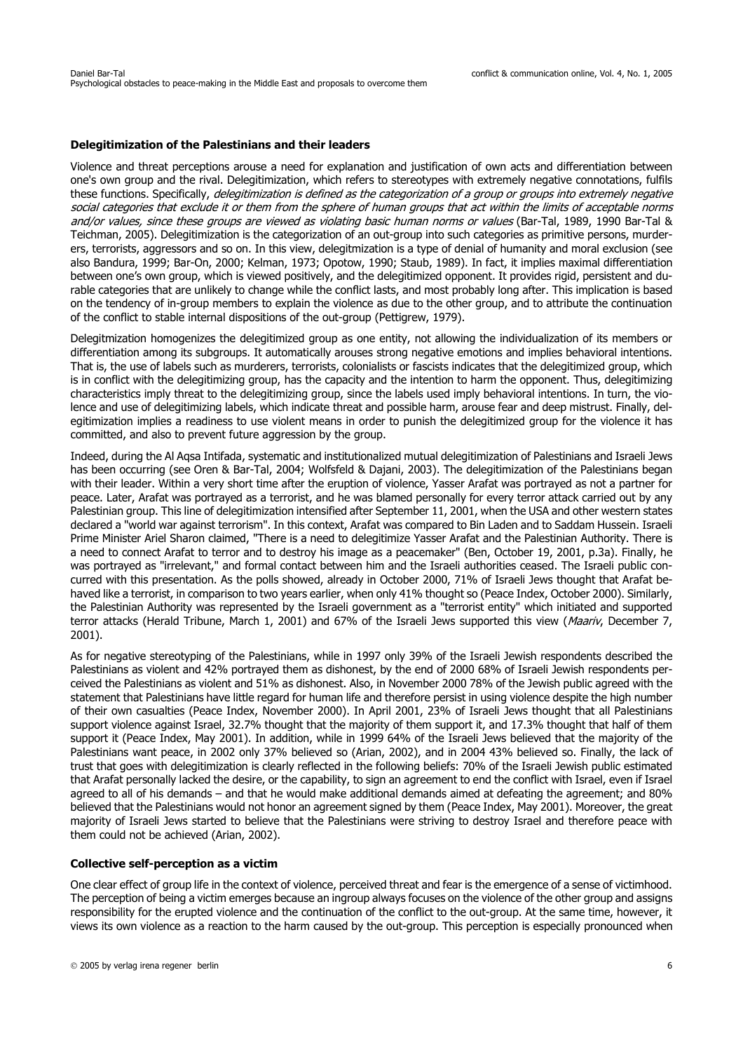**Delegitimization of the Palestinians and their leaders**

Violence and threat perceptions arouse a need for explanation and justification of own acts and differentiation between one's own group and the rival. Delegitimization, which refers to stereotypes with extremely negative connotations, fulfils these functions. Specifically, *delegitimization is defined as the categorization of a group or groups into extremely negative social categories that exclude it or them from the sphere of human groups that act within the limits of acceptable norms and/or values, since these groups are viewed as violating basic human norms or values* (Bar-Tal, 1989, 1990 Bar-Tal & Teichman, 2005). Delegitimization is the categorization of an out-group into such categories as primitive persons, murderers, terrorists, aggressors and so on. In this view, delegitmization is a type of denial of humanity and moral exclusion (see also Bandura, 1999; Bar-On, 2000; Kelman, 1973; Opotow, 1990; Staub, 1989). In fact, it implies maximal differentiation between one's own group, which is viewed positively, and the delegitimized opponent. It provides rigid, persistent and durable categories that are unlikely to change while the conflict lasts, and most probably long after. This implication is based on the tendency of in-group members to explain the violence as due to the other group, and to attribute the continuation of the conflict to stable internal dispositions of the out-group (Pettigrew, 1979).

Delegitmization homogenizes the delegitimized group as one entity, not allowing the individualization of its members or differentiation among its subgroups. It automatically arouses strong negative emotions and implies behavioral intentions. That is, the use of labels such as murderers, terrorists, colonialists or fascists indicates that the delegitimized group, which is in conflict with the delegitimizing group, has the capacity and the intention to harm the opponent. Thus, delegitimizing characteristics imply threat to the delegitimizing group, since the labels used imply behavioral intentions. In turn, the violence and use of delegitimizing labels, which indicate threat and possible harm, arouse fear and deep mistrust. Finally, delegitimization implies a readiness to use violent means in order to punish the delegitimized group for the violence it has committed, and also to prevent future aggression by the group.

Indeed, during the Al Aqsa Intifada, systematic and institutionalized mutual delegitimization of Palestinians and Israeli Jews has been occurring (see Oren & Bar-Tal, 2004; Wolfsfeld & Dajani, 2003). The delegitimization of the Palestinians began with their leader. Within a very short time after the eruption of violence, Yasser Arafat was portrayed as not a partner for peace. Later, Arafat was portrayed as a terrorist, and he was blamed personally for every terror attack carried out by any Palestinian group. This line of delegitimization intensified after September 11, 2001, when the USA and other western states declared a "world war against terrorism". In this context, Arafat was compared to Bin Laden and to Saddam Hussein. Israeli Prime Minister Ariel Sharon claimed, "There is a need to delegitimize Yasser Arafat and the Palestinian Authority. There is a need to connect Arafat to terror and to destroy his image as a peacemaker" (Ben, October 19, 2001, p.3a). Finally, he was portrayed as "irrelevant," and formal contact between him and the Israeli authorities ceased. The Israeli public concurred with this presentation. As the polls showed, already in October 2000, 71% of Israeli Jews thought that Arafat behaved like a terrorist, in comparison to two years earlier, when only 41% thought so (Peace Index, October 2000). Similarly, the Palestinian Authority was represented by the Israeli government as a "terrorist entity" which initiated and supported terror attacks (Herald Tribune, March 1, 2001) and 67% of the Israeli Jews supported this view (*Maariv*, December 7, 2001).

As for negative stereotyping of the Palestinians, while in 1997 only 39% of the Israeli Jewish respondents described the Palestinians as violent and 42% portrayed them as dishonest, by the end of 2000 68% of Israeli Jewish respondents perceived the Palestinians as violent and 51% as dishonest. Also, in November 2000 78% of the Jewish public agreed with the statement that Palestinians have little regard for human life and therefore persist in using violence despite the high number of their own casualties (Peace Index, November 2000). In April 2001, 23% of Israeli Jews thought that all Palestinians support violence against Israel, 32.7% thought that the majority of them support it, and 17.3% thought that half of them support it (Peace Index, May 2001). In addition, while in 1999 64% of the Israeli Jews believed that the majority of the Palestinians want peace, in 2002 only 37% believed so (Arian, 2002), and in 2004 43% believed so. Finally, the lack of trust that goes with delegitimization is clearly reflected in the following beliefs: 70% of the Israeli Jewish public estimated that Arafat personally lacked the desire, or the capability, to sign an agreement to end the conflict with Israel, even if Israel agreed to all of his demands – and that he would make additional demands aimed at defeating the agreement; and 80% believed that the Palestinians would not honor an agreement signed by them (Peace Index, May 2001). Moreover, the great majority of Israeli Jews started to believe that the Palestinians were striving to destroy Israel and therefore peace with them could not be achieved (Arian, 2002).

**Collective self-perception as a victim**

One clear effect of group life in the context of violence, perceived threat and fear is the emergence of a sense of victimhood. The perception of being a victim emerges because an ingroup always focuses on the violence of the other group and assigns responsibility for the erupted violence and the continuation of the conflict to the out-group. At the same time, however, it views its own violence as a reaction to the harm caused by the out-group. This perception is especially pronounced when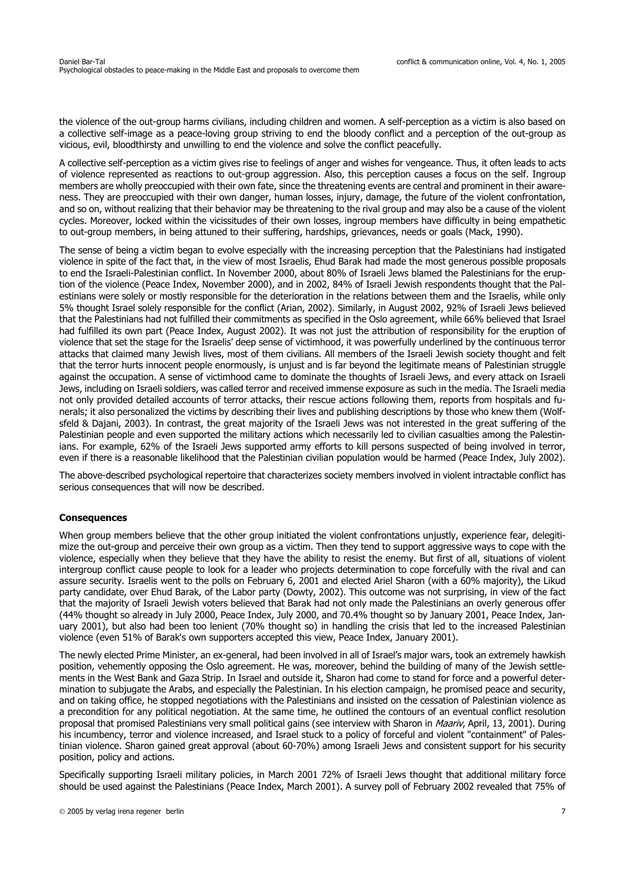the violence of the out-group harms civilians, including children and women. A self-perception as a victim is also based on a collective self-image as a peace-loving group striving to end the bloody conflict and a perception of the out-group as vicious, evil, bloodthirsty and unwilling to end the violence and solve the conflict peacefully.

A collective self-perception as a victim gives rise to feelings of anger and wishes for vengeance. Thus, it often leads to acts of violence represented as reactions to out-group aggression. Also, this perception causes a focus on the self. Ingroup members are wholly preoccupied with their own fate, since the threatening events are central and prominent in their awareness. They are preoccupied with their own danger, human losses, injury, damage, the future of the violent confrontation, and so on, without realizing that their behavior may be threatening to the rival group and may also be a cause of the violent cycles. Moreover, locked within the vicissitudes of their own losses, ingroup members have difficulty in being empathetic to out-group members, in being attuned to their suffering, hardships, grievances, needs or goals (Mack, 1990).

The sense of being a victim began to evolve especially with the increasing perception that the Palestinians had instigated violence in spite of the fact that, in the view of most Israelis, Ehud Barak had made the most generous possible proposals to end the Israeli-Palestinian conflict. In November 2000, about 80% of Israeli Jews blamed the Palestinians for the eruption of the violence (Peace Index, November 2000), and in 2002, 84% of Israeli Jewish respondents thought that the Palestinians were solely or mostly responsible for the deterioration in the relations between them and the Israelis, while only 5% thought Israel solely responsible for the conflict (Arian, 2002). Similarly, in August 2002, 92% of Israeli Jews believed that the Palestinians had not fulfilled their commitments as specified in the Oslo agreement, while 66% believed that Israel had fulfilled its own part (Peace Index, August 2002). It was not just the attribution of responsibility for the eruption of violence that set the stage for the Israelis' deep sense of victimhood, it was powerfully underlined by the continuous terror attacks that claimed many Jewish lives, most of them civilians. All members of the Israeli Jewish society thought and felt that the terror hurts innocent people enormously, is unjust and is far beyond the legitimate means of Palestinian struggle against the occupation. A sense of victimhood came to dominate the thoughts of Israeli Jews, and every attack on Israeli Jews, including on Israeli soldiers, was called terror and received immense exposure as such in the media. The Israeli media not only provided detailed accounts of terror attacks, their rescue actions following them, reports from hospitals and funerals; it also personalized the victims by describing their lives and publishing descriptions by those who knew them (Wolfsfeld & Dajani, 2003). In contrast, the great majority of the Israeli Jews was not interested in the great suffering of the Palestinian people and even supported the military actions which necessarily led to civilian casualties among the Palestinians. For example, 62% of the Israeli Jews supported army efforts to kill persons suspected of being involved in terror, even if there is a reasonable likelihood that the Palestinian civilian population would be harmed (Peace Index, July 2002).

The above-described psychological repertoire that characterizes society members involved in violent intractable conflict has serious consequences that will now be described.

**Consequences**

When group members believe that the other group initiated the violent confrontations unjustly, experience fear, delegitimize the out-group and perceive their own group as a victim. Then they tend to support aggressive ways to cope with the violence, especially when they believe that they have the ability to resist the enemy. But first of all, situations of violent intergroup conflict cause people to look for a leader who projects determination to cope forcefully with the rival and can assure security. Israelis went to the polls on February 6, 2001 and elected Ariel Sharon (with a 60% majority), the Likud party candidate, over Ehud Barak, of the Labor party (Dowty, 2002). This outcome was not surprising, in view of the fact that the majority of Israeli Jewish voters believed that Barak had not only made the Palestinians an overly generous offer (44% thought so already in July 2000, Peace Index, July 2000, and 70.4% thought so by January 2001, Peace Index, January 2001), but also had been too lenient (70% thought so) in handling the crisis that led to the increased Palestinian violence (even 51% of Barak's own supporters accepted this view, Peace Index, January 2001).

The newly elected Prime Minister, an ex-general, had been involved in all of Israel's major wars, took an extremely hawkish position, vehemently opposing the Oslo agreement. He was, moreover, behind the building of many of the Jewish settlements in the West Bank and Gaza Strip. In Israel and outside it, Sharon had come to stand for force and a powerful determination to subjugate the Arabs, and especially the Palestinian. In his election campaign, he promised peace and security, and on taking office, he stopped negotiations with the Palestinians and insisted on the cessation of Palestinian violence as a precondition for any political negotiation. At the same time, he outlined the contours of an eventual conflict resolution proposal that promised Palestinians very small political gains (see interview with Sharon in *Maariv*, April, 13, 2001). During his incumbency, terror and violence increased, and Israel stuck to a policy of forceful and violent "containment" of Palestinian violence. Sharon gained great approval (about 60-70%) among Israeli Jews and consistent support for his security position, policy and actions.

Specifically supporting Israeli military policies, in March 2001 72% of Israeli Jews thought that additional military force should be used against the Palestinians (Peace Index, March 2001). A survey poll of February 2002 revealed that 75% of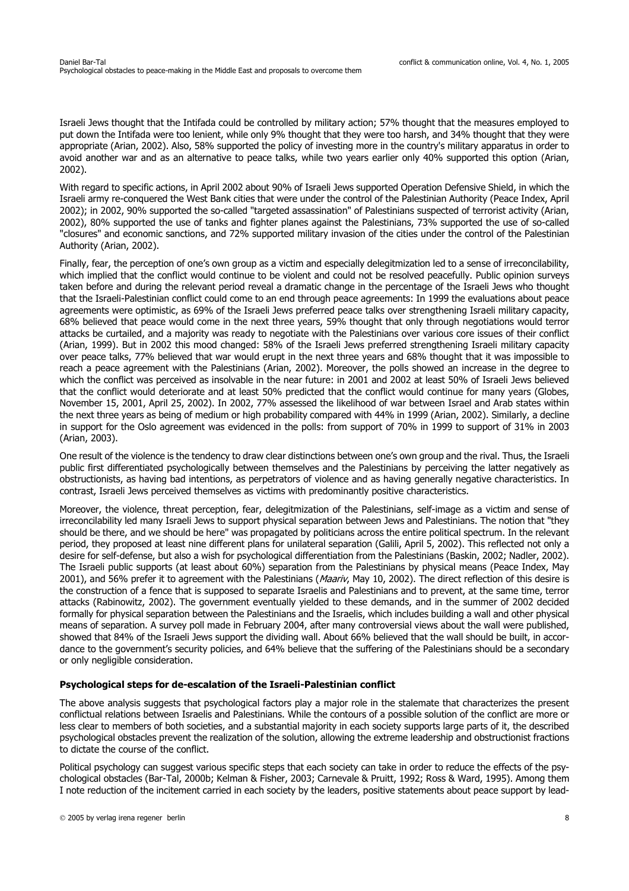Israeli Jews thought that the Intifada could be controlled by military action; 57% thought that the measures employed to put down the Intifada were too lenient, while only 9% thought that they were too harsh, and 34% thought that they were appropriate (Arian, 2002). Also, 58% supported the policy of investing more in the country's military apparatus in order to avoid another war and as an alternative to peace talks, while two years earlier only 40% supported this option (Arian, 2002).

With regard to specific actions, in April 2002 about 90% of Israeli Jews supported Operation Defensive Shield, in which the Israeli army re-conquered the West Bank cities that were under the control of the Palestinian Authority (Peace Index, April 2002); in 2002, 90% supported the so-called "targeted assassination" of Palestinians suspected of terrorist activity (Arian, 2002), 80% supported the use of tanks and fighter planes against the Palestinians, 73% supported the use of so-called "closures" and economic sanctions, and 72% supported military invasion of the cities under the control of the Palestinian Authority (Arian, 2002).

Finally, fear, the perception of one's own group as a victim and especially delegitmization led to a sense of irreconcilability, which implied that the conflict would continue to be violent and could not be resolved peacefully. Public opinion surveys taken before and during the relevant period reveal a dramatic change in the percentage of the Israeli Jews who thought that the Israeli-Palestinian conflict could come to an end through peace agreements: In 1999 the evaluations about peace agreements were optimistic, as 69% of the Israeli Jews preferred peace talks over strengthening Israeli military capacity, 68% believed that peace would come in the next three years, 59% thought that only through negotiations would terror attacks be curtailed, and a majority was ready to negotiate with the Palestinians over various core issues of their conflict (Arian, 1999). But in 2002 this mood changed: 58% of the Israeli Jews preferred strengthening Israeli military capacity over peace talks, 77% believed that war would erupt in the next three years and 68% thought that it was impossible to reach a peace agreement with the Palestinians (Arian, 2002). Moreover, the polls showed an increase in the degree to which the conflict was perceived as insolvable in the near future: in 2001 and 2002 at least 50% of Israeli Jews believed that the conflict would deteriorate and at least 50% predicted that the conflict would continue for many years (Globes, November 15, 2001, April 25, 2002). In 2002, 77% assessed the likelihood of war between Israel and Arab states within the next three years as being of medium or high probability compared with 44% in 1999 (Arian, 2002). Similarly, a decline in support for the Oslo agreement was evidenced in the polls: from support of 70% in 1999 to support of 31% in 2003 (Arian, 2003).

One result of the violence is the tendency to draw clear distinctions between one's own group and the rival. Thus, the Israeli public first differentiated psychologically between themselves and the Palestinians by perceiving the latter negatively as obstructionists, as having bad intentions, as perpetrators of violence and as having generally negative characteristics. In contrast, Israeli Jews perceived themselves as victims with predominantly positive characteristics.

Moreover, the violence, threat perception, fear, delegitmization of the Palestinians, self-image as a victim and sense of irreconcilability led many Israeli Jews to support physical separation between Jews and Palestinians. The notion that "they should be there, and we should be here" was propagated by politicians across the entire political spectrum. In the relevant period, they proposed at least nine different plans for unilateral separation (Galili, April 5, 2002). This reflected not only a desire for self-defense, but also a wish for psychological differentiation from the Palestinians (Baskin, 2002; Nadler, 2002). The Israeli public supports (at least about 60%) separation from the Palestinians by physical means (Peace Index, May 2001), and 56% prefer it to agreement with the Palestinians (*Maariv*, May 10, 2002). The direct reflection of this desire is the construction of a fence that is supposed to separate Israelis and Palestinians and to prevent, at the same time, terror attacks (Rabinowitz, 2002). The government eventually yielded to these demands, and in the summer of 2002 decided formally for physical separation between the Palestinians and the Israelis, which includes building a wall and other physical means of separation. A survey poll made in February 2004, after many controversial views about the wall were published, showed that 84% of the Israeli Jews support the dividing wall. About 66% believed that the wall should be built, in accordance to the government's security policies, and 64% believe that the suffering of the Palestinians should be a secondary or only negligible consideration.

**Psychological steps for de-escalation of the Israeli-Palestinian conflict**

The above analysis suggests that psychological factors play a major role in the stalemate that characterizes the present conflictual relations between Israelis and Palestinians. While the contours of a possible solution of the conflict are more or less clear to members of both societies, and a substantial majority in each society supports large parts of it, the described psychological obstacles prevent the realization of the solution, allowing the extreme leadership and obstructionist fractions to dictate the course of the conflict.

Political psychology can suggest various specific steps that each society can take in order to reduce the effects of the psychological obstacles (Bar-Tal, 2000b; Kelman & Fisher, 2003; Carnevale & Pruitt, 1992; Ross & Ward, 1995). Among them I note reduction of the incitement carried in each society by the leaders, positive statements about peace support by lead-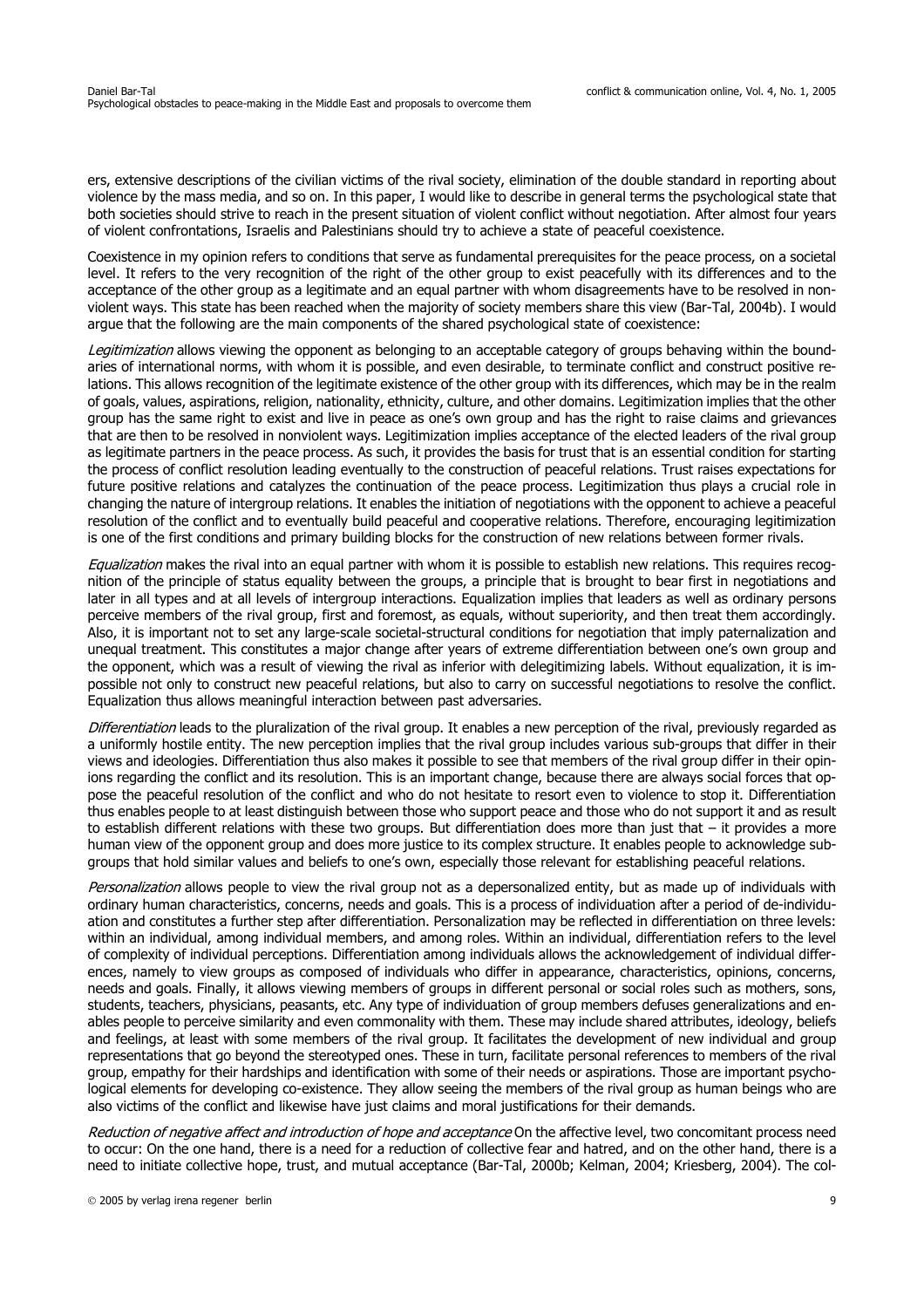ers, extensive descriptions of the civilian victims of the rival society, elimination of the double standard in reporting about violence by the mass media, and so on. In this paper, I would like to describe in general terms the psychological state that both societies should strive to reach in the present situation of violent conflict without negotiation. After almost four years of violent confrontations, Israelis and Palestinians should try to achieve a state of peaceful coexistence.

Coexistence in my opinion refers to conditions that serve as fundamental prerequisites for the peace process, on a societal level. It refers to the very recognition of the right of the other group to exist peacefully with its differences and to the acceptance of the other group as a legitimate and an equal partner with whom disagreements have to be resolved in non-violent ways. This state has been reached when the majority of society members share this view (Bar-Tal, 2004b). I would argue that the following are the main components of the shared psychological state of coexistence:

*Legitimization* allows viewing the opponent as belonging to an acceptable category of groups behaving within the boundaries of international norms, with whom it is possible, and even desirable, to terminate conflict and construct positive relations. This allows recognition of the legitimate existence of the other group with its differences, which may be in the realm of goals, values, aspirations, religion, nationality, ethnicity, culture, and other domains. Legitimization implies that the other group has the same right to exist and live in peace as one's own group and has the right to raise claims and grievances that are then to be resolved in nonviolent ways. Legitimization implies acceptance of the elected leaders of the rival group as legitimate partners in the peace process. As such, it provides the basis for trust that is an essential condition for starting the process of conflict resolution leading eventually to the construction of peaceful relations. Trust raises expectations for future positive relations and catalyzes the continuation of the peace process. Legitimization thus plays a crucial role in changing the nature of intergroup relations. It enables the initiation of negotiations with the opponent to achieve a peaceful resolution of the conflict and to eventually build peaceful and cooperative relations. Therefore, encouraging legitimization is one of the first conditions and primary building blocks for the construction of new relations between former rivals.

*Equalization* makes the rival into an equal partner with whom it is possible to establish new relations. This requires recognition of the principle of status equality between the groups, a principle that is brought to bear first in negotiations and later in all types and at all levels of intergroup interactions. Equalization implies that leaders as well as ordinary persons perceive members of the rival group, first and foremost, as equals, without superiority, and then treat them accordingly. Also, it is important not to set any large-scale societal-structural conditions for negotiation that imply paternalization and unequal treatment. This constitutes a major change after years of extreme differentiation between one's own group and the opponent, which was a result of viewing the rival as inferior with delegitimizing labels. Without equalization, it is impossible not only to construct new peaceful relations, but also to carry on successful negotiations to resolve the conflict. Equalization thus allows meaningful interaction between past adversaries.

*Differentiation* leads to the pluralization of the rival group. It enables a new perception of the rival, previously regarded as a uniformly hostile entity. The new perception implies that the rival group includes various sub-groups that differ in their views and ideologies. Differentiation thus also makes it possible to see that members of the rival group differ in their opinions regarding the conflict and its resolution. This is an important change, because there are always social forces that oppose the peaceful resolution of the conflict and who do not hesitate to resort even to violence to stop it. Differentiation thus enables people to at least distinguish between those who support peace and those who do not support it and as result to establish different relations with these two groups. But differentiation does more than just that – it provides a more human view of the opponent group and does more justice to its complex structure. It enables people to acknowledge sub-groups that hold similar values and beliefs to one's own, especially those relevant for establishing peaceful relations.

*Personalization* allows people to view the rival group not as a depersonalized entity, but as made up of individuals with ordinary human characteristics, concerns, needs and goals. This is a process of individuation after a period of de-individuation and constitutes a further step after differentiation. Personalization may be reflected in differentiation on three levels: within an individual, among individual members, and among roles. Within an individual, differentiation refers to the level of complexity of individual perceptions. Differentiation among individuals allows the acknowledgement of individual differences, namely to view groups as composed of individuals who differ in appearance, characteristics, opinions, concerns, needs and goals. Finally, it allows viewing members of groups in different personal or social roles such as mothers, sons, students, teachers, physicians, peasants, etc. Any type of individuation of group members defuses generalizations and enables people to perceive similarity and even commonality with them. These may include shared attributes, ideology, beliefs and feelings, at least with some members of the rival group. It facilitates the development of new individual and group representations that go beyond the stereotyped ones. These in turn, facilitate personal references to members of the rival group, empathy for their hardships and identification with some of their needs or aspirations. Those are important psychological elements for developing co-existence. They allow seeing the members of the rival group as human beings who are also victims of the conflict and likewise have just claims and moral justifications for their demands.

*Reduction of negative affect and introduction of hope and acceptance* On the affective level, two concomitant process need to occur: On the one hand, there is a need for a reduction of collective fear and hatred, and on the other hand, there is a need to initiate collective hope, trust, and mutual acceptance (Bar-Tal, 2000b; Kelman, 2004; Kriesberg, 2004). The col-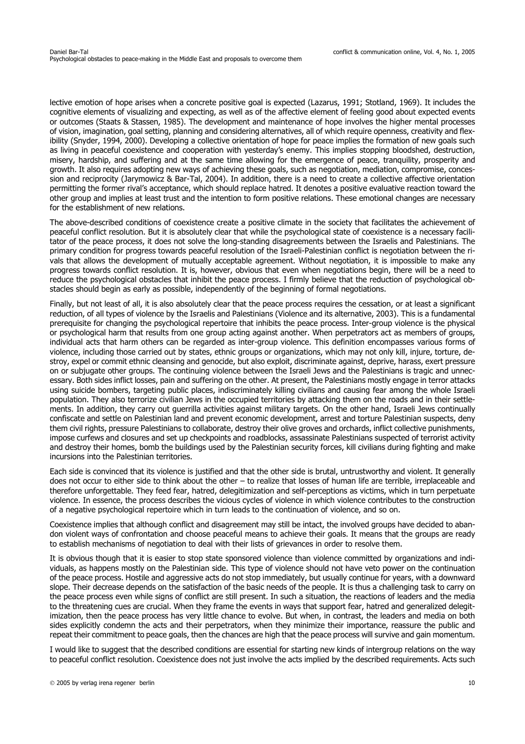lective emotion of hope arises when a concrete positive goal is expected (Lazarus, 1991; Stotland, 1969). It includes the cognitive elements of visualizing and expecting, as well as of the affective element of feeling good about expected events or outcomes (Staats & Stassen, 1985). The development and maintenance of hope involves the higher mental processes of vision, imagination, goal setting, planning and considering alternatives, all of which require openness, creativity and flexibility (Snyder, 1994, 2000). Developing a collective orientation of hope for peace implies the formation of new goals such as living in peaceful coexistence and cooperation with yesterday's enemy. This implies stopping bloodshed, destruction, misery, hardship, and suffering and at the same time allowing for the emergence of peace, tranquility, prosperity and growth. It also requires adopting new ways of achieving these goals, such as negotiation, mediation, compromise, concession and reciprocity (Jarymowicz & Bar-Tal, 2004). In addition, there is a need to create a collective affective orientation permitting the former rival's acceptance, which should replace hatred. It denotes a positive evaluative reaction toward the other group and implies at least trust and the intention to form positive relations. These emotional changes are necessary for the establishment of new relations.

The above-described conditions of coexistence create a positive climate in the society that facilitates the achievement of peaceful conflict resolution. But it is absolutely clear that while the psychological state of coexistence is a necessary facilitator of the peace process, it does not solve the long-standing disagreements between the Israelis and Palestinians. The primary condition for progress towards peaceful resolution of the Israeli-Palestinian conflict is negotiation between the rivals that allows the development of mutually acceptable agreement. Without negotiation, it is impossible to make any progress towards conflict resolution. It is, however, obvious that even when negotiations begin, there will be a need to reduce the psychological obstacles that inhibit the peace process. I firmly believe that the reduction of psychological obstacles should begin as early as possible, independently of the beginning of formal negotiations.

Finally, but not least of all, it is also absolutely clear that the peace process requires the cessation, or at least a significant reduction, of all types of violence by the Israelis and Palestinians (Violence and its alternative, 2003). This is a fundamental prerequisite for changing the psychological repertoire that inhibits the peace process. Inter-group violence is the physical or psychological harm that results from one group acting against another. When perpetrators act as members of groups, individual acts that harm others can be regarded as inter-group violence. This definition encompasses various forms of violence, including those carried out by states, ethnic groups or organizations, which may not only kill, injure, torture, destroy, expel or commit ethnic cleansing and genocide, but also exploit, discriminate against, deprive, harass, exert pressure on or subjugate other groups. The continuing violence between the Israeli Jews and the Palestinians is tragic and unnecessary. Both sides inflict losses, pain and suffering on the other. At present, the Palestinians mostly engage in terror attacks using suicide bombers, targeting public places, indiscriminately killing civilians and causing fear among the whole Israeli population. They also terrorize civilian Jews in the occupied territories by attacking them on the roads and in their settlements. In addition, they carry out guerrilla activities against military targets. On the other hand, Israeli Jews continually confiscate and settle on Palestinian land and prevent economic development, arrest and torture Palestinian suspects, deny them civil rights, pressure Palestinians to collaborate, destroy their olive groves and orchards, inflict collective punishments, impose curfews and closures and set up checkpoints and roadblocks, assassinate Palestinians suspected of terrorist activity and destroy their homes, bomb the buildings used by the Palestinian security forces, kill civilians during fighting and make incursions into the Palestinian territories.

Each side is convinced that its violence is justified and that the other side is brutal, untrustworthy and violent. It generally does not occur to either side to think about the other – to realize that losses of human life are terrible, irreplaceable and therefore unforgettable. They feed fear, hatred, delegitimization and self-perceptions as victims, which in turn perpetuate violence. In essence, the process describes the vicious cycles of violence in which violence contributes to the construction of a negative psychological repertoire which in turn leads to the continuation of violence, and so on.

Coexistence implies that although conflict and disagreement may still be intact, the involved groups have decided to abandon violent ways of confrontation and choose peaceful means to achieve their goals. It means that the groups are ready to establish mechanisms of negotiation to deal with their lists of grievances in order to resolve them.

It is obvious though that it is easier to stop state sponsored violence than violence committed by organizations and individuals, as happens mostly on the Palestinian side. This type of violence should not have veto power on the continuation of the peace process. Hostile and aggressive acts do not stop immediately, but usually continue for years, with a downward slope. Their decrease depends on the satisfaction of the basic needs of the people. It is thus a challenging task to carry on the peace process even while signs of conflict are still present. In such a situation, the reactions of leaders and the media to the threatening cues are crucial. When they frame the events in ways that support fear, hatred and generalized delegitimization, then the peace process has very little chance to evolve. But when, in contrast, the leaders and media on both sides explicitly condemn the acts and their perpetrators, when they minimize their importance, reassure the public and repeat their commitment to peace goals, then the chances are high that the peace process will survive and gain momentum.

I would like to suggest that the described conditions are essential for starting new kinds of intergroup relations on the way to peaceful conflict resolution. Coexistence does not just involve the acts implied by the described requirements. Acts such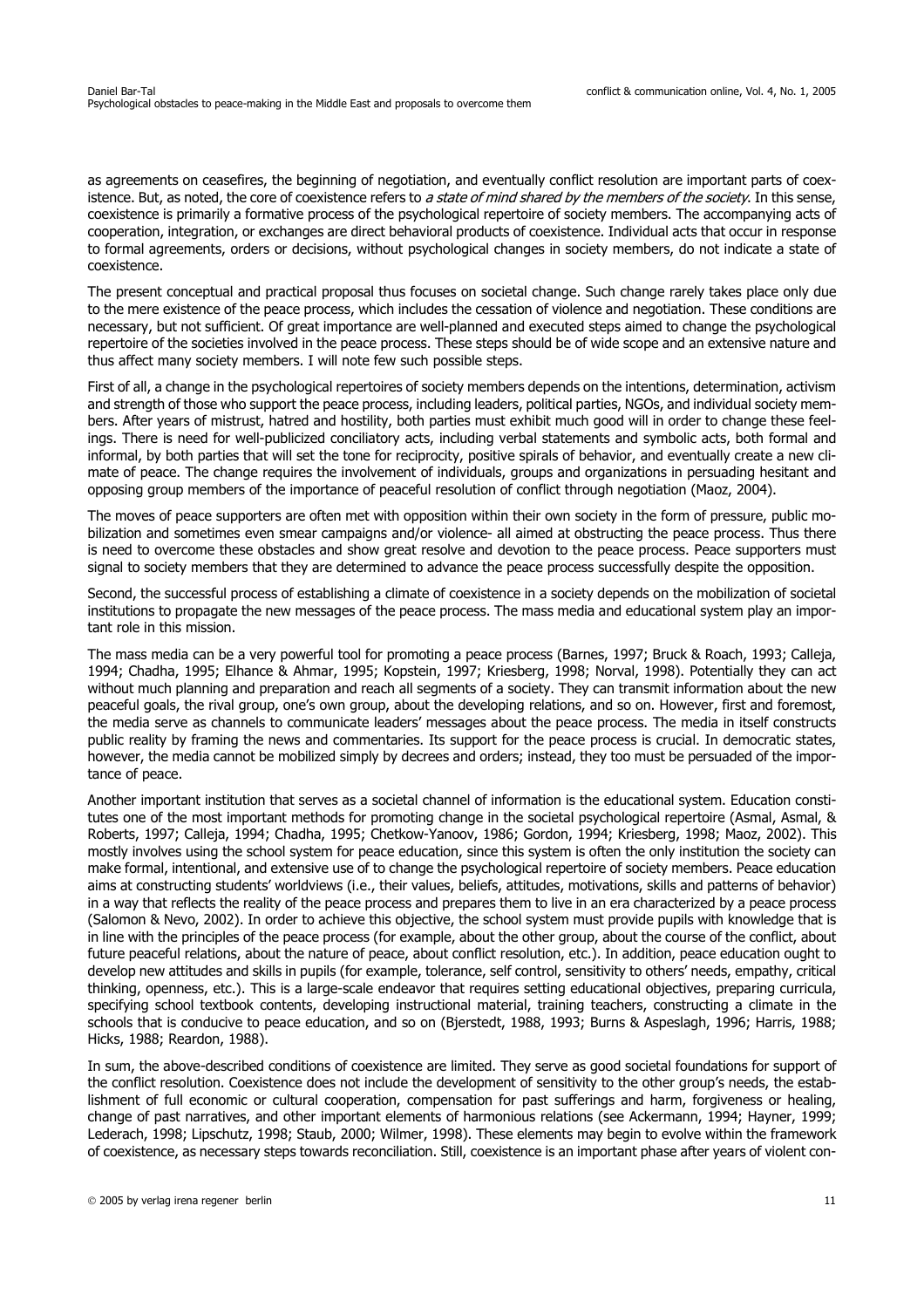as agreements on ceasefires, the beginning of negotiation, and eventually conflict resolution are important parts of coexistence. But, as noted, the core of coexistence refers to *a state of mind shared by the members of the society*. In this sense, coexistence is primarily a formative process of the psychological repertoire of society members. The accompanying acts of cooperation, integration, or exchanges are direct behavioral products of coexistence. Individual acts that occur in response to formal agreements, orders or decisions, without psychological changes in society members, do not indicate a state of coexistence.

The present conceptual and practical proposal thus focuses on societal change. Such change rarely takes place only due to the mere existence of the peace process, which includes the cessation of violence and negotiation. These conditions are necessary, but not sufficient. Of great importance are well-planned and executed steps aimed to change the psychological repertoire of the societies involved in the peace process. These steps should be of wide scope and an extensive nature and thus affect many society members. I will note few such possible steps.

First of all, a change in the psychological repertoires of society members depends on the intentions, determination, activism and strength of those who support the peace process, including leaders, political parties, NGOs, and individual society members. After years of mistrust, hatred and hostility, both parties must exhibit much good will in order to change these feelings. There is need for well-publicized conciliatory acts, including verbal statements and symbolic acts, both formal and informal, by both parties that will set the tone for reciprocity, positive spirals of behavior, and eventually create a new climate of peace. The change requires the involvement of individuals, groups and organizations in persuading hesitant and opposing group members of the importance of peaceful resolution of conflict through negotiation (Maoz, 2004).

The moves of peace supporters are often met with opposition within their own society in the form of pressure, public mobilization and sometimes even smear campaigns and/or violence- all aimed at obstructing the peace process. Thus there is need to overcome these obstacles and show great resolve and devotion to the peace process. Peace supporters must signal to society members that they are determined to advance the peace process successfully despite the opposition.

Second, the successful process of establishing a climate of coexistence in a society depends on the mobilization of societal institutions to propagate the new messages of the peace process. The mass media and educational system play an important role in this mission.

The mass media can be a very powerful tool for promoting a peace process (Barnes, 1997; Bruck & Roach, 1993; Calleja, 1994; Chadha, 1995; Elhance & Ahmar, 1995; Kopstein, 1997; Kriesberg, 1998; Norval, 1998). Potentially they can act without much planning and preparation and reach all segments of a society. They can transmit information about the new peaceful goals, the rival group, one's own group, about the developing relations, and so on. However, first and foremost, the media serve as channels to communicate leaders' messages about the peace process. The media in itself constructs public reality by framing the news and commentaries. Its support for the peace process is crucial. In democratic states, however, the media cannot be mobilized simply by decrees and orders; instead, they too must be persuaded of the importance of peace.

Another important institution that serves as a societal channel of information is the educational system. Education constitutes one of the most important methods for promoting change in the societal psychological repertoire (Asmal, Asmal, & Roberts, 1997; Calleja, 1994; Chadha, 1995; Chetkow-Yanoov, 1986; Gordon, 1994; Kriesberg, 1998; Maoz, 2002). This mostly involves using the school system for peace education, since this system is often the only institution the society can make formal, intentional, and extensive use of to change the psychological repertoire of society members. Peace education aims at constructing students' worldviews (i.e., their values, beliefs, attitudes, motivations, skills and patterns of behavior) in a way that reflects the reality of the peace process and prepares them to live in an era characterized by a peace process (Salomon & Nevo, 2002). In order to achieve this objective, the school system must provide pupils with knowledge that is in line with the principles of the peace process (for example, about the other group, about the course of the conflict, about future peaceful relations, about the nature of peace, about conflict resolution, etc.). In addition, peace education ought to develop new attitudes and skills in pupils (for example, tolerance, self control, sensitivity to others' needs, empathy, critical thinking, openness, etc.). This is a large-scale endeavor that requires setting educational objectives, preparing curricula, specifying school textbook contents, developing instructional material, training teachers, constructing a climate in the schools that is conducive to peace education, and so on (Bjerstedt, 1988, 1993; Burns & Aspeslagh, 1996; Harris, 1988; Hicks, 1988; Reardon, 1988).

In sum, the above-described conditions of coexistence are limited. They serve as good societal foundations for support of the conflict resolution. Coexistence does not include the development of sensitivity to the other group's needs, the establishment of full economic or cultural cooperation, compensation for past sufferings and harm, forgiveness or healing, change of past narratives, and other important elements of harmonious relations (see Ackermann, 1994; Hayner, 1999; Lederach, 1998; Lipschutz, 1998; Staub, 2000; Wilmer, 1998). These elements may begin to evolve within the framework of coexistence, as necessary steps towards reconciliation. Still, coexistence is an important phase after years of violent con-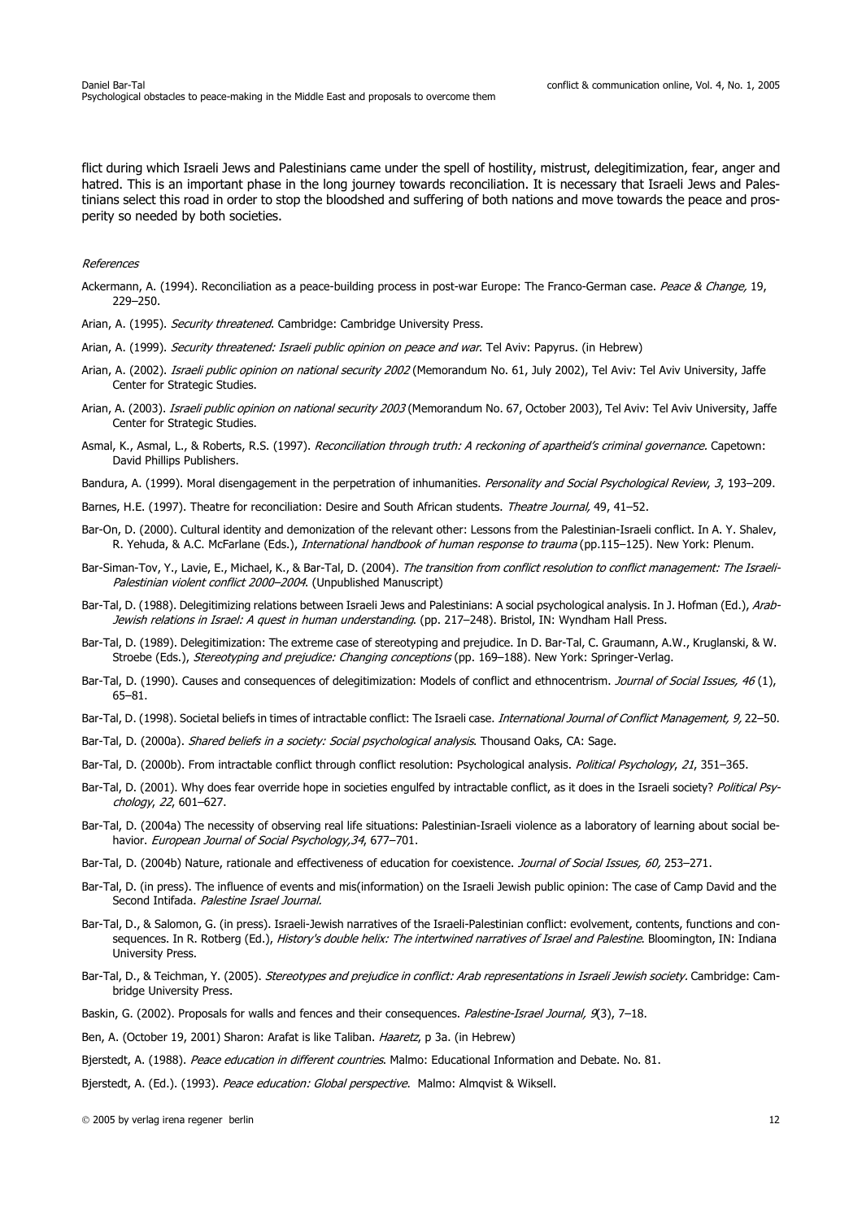flict during which Israeli Jews and Palestinians came under the spell of hostility, mistrust, delegitimization, fear, anger and hatred. This is an important phase in the long journey towards reconciliation. It is necessary that Israeli Jews and Palestinians select this road in order to stop the bloodshed and suffering of both nations and move towards the peace and prosperity so needed by both societies.

*References*

Ackermann, A. (1994). Reconciliation as a peace-building process in post-war Europe: The Franco-German case. *Peace & Change,* 19, 229–250.

Arian, A. (1995). *Security threatened*. Cambridge: Cambridge University Press.

Arian, A. (1999). *Security threatened: Israeli public opinion on peace and war*. Tel Aviv: Papyrus. (in Hebrew)

Arian, A. (2002). *Israeli public opinion on national security 2002* (Memorandum No. 61, July 2002), Tel Aviv: Tel Aviv University, Jaffe Center for Strategic Studies.

Arian, A. (2003). *Israeli public opinion on national security 2003* (Memorandum No. 67, October 2003), Tel Aviv: Tel Aviv University, Jaffe Center for Strategic Studies.

Asmal, K., Asmal, L., & Roberts, R.S. (1997). *Reconciliation through truth: A reckoning of apartheid's criminal governance*. Capetown: David Phillips Publishers.

Bandura, A. (1999). Moral disengagement in the perpetration of inhumanities. *Personality and Social Psychological Review*, *3*, 193–209.

Barnes, H.E. (1997). Theatre for reconciliation: Desire and South African students. *Theatre Journal,* 49, 41–52.

Bar-On, D. (2000). Cultural identity and demonization of the relevant other: Lessons from the Palestinian-Israeli conflict. In A. Y. Shalev, R. Yehuda, & A.C. McFarlane (Eds.), *International handbook of human response to trauma* (pp.115–125). New York: Plenum.

Bar-Siman-Tov, Y., Lavie, E., Michael, K., & Bar-Tal, D. (2004). *The transition from conflict resolution to conflict management: The Israeli-Palestinian violent conflict 2000–2004*. (Unpublished Manuscript)

Bar-Tal, D. (1988). Delegitimizing relations between Israeli Jews and Palestinians: A social psychological analysis. In J. Hofman (Ed.), *Arab-Jewish relations in Israel: A quest in human understanding*. (pp. 217–248). Bristol, IN: Wyndham Hall Press.

Bar-Tal, D. (1989). Delegitimization: The extreme case of stereotyping and prejudice. In D. Bar-Tal, C. Graumann, A.W., Kruglanski, & W. Stroebe (Eds.), *Stereotyping and prejudice: Changing conceptions* (pp. 169–188). New York: Springer-Verlag.

Bar-Tal, D. (1990). Causes and consequences of delegitimization: Models of conflict and ethnocentrism. *Journal of Social Issues, 46* (1), 65–81.

Bar-Tal, D. (1998). Societal beliefs in times of intractable conflict: The Israeli case. *International Journal of Conflict Management, 9,* 22–50.

Bar-Tal, D. (2000a). *Shared beliefs in a society: Social psychological analysis*. Thousand Oaks, CA: Sage.

Bar-Tal, D. (2000b). From intractable conflict through conflict resolution: Psychological analysis. *Political Psychology*, *21*, 351–365.

Bar-Tal, D. (2001). Why does fear override hope in societies engulfed by intractable conflict, as it does in the Israeli society? *Political Psychology*, *22*, 601–627.

Bar-Tal, D. (2004a) The necessity of observing real life situations: Palestinian-Israeli violence as a laboratory of learning about social behavior. *European Journal of Social Psychology,34*, 677–701.

Bar-Tal, D. (2004b) Nature, rationale and effectiveness of education for coexistence. *Journal of Social Issues, 60,* 253–271.

Bar-Tal, D. (in press). The influence of events and mis(information) on the Israeli Jewish public opinion: The case of Camp David and the Second Intifada. *Palestine Israel Journal.*

Bar-Tal, D., & Salomon, G. (in press). Israeli-Jewish narratives of the Israeli-Palestinian conflict: evolvement, contents, functions and consequences. In R. Rotberg (Ed.), *History's double helix: The intertwined narratives of Israel and Palestine*. Bloomington, IN: Indiana University Press.

Bar-Tal, D., & Teichman, Y. (2005). *Stereotypes and prejudice in conflict: Arab representations in Israeli Jewish society*. Cambridge: Cambridge University Press.

Baskin, G. (2002). Proposals for walls and fences and their consequences. *Palestine-Israel Journal, 9*(3), 7–18.

Ben, A. (October 19, 2001) Sharon: Arafat is like Taliban. *Haaretz*, p 3a. (in Hebrew)

Bjerstedt, A. (1988). *Peace education in different countries*. Malmo: Educational Information and Debate. No. 81.

Bjerstedt, A. (Ed.). (1993). *Peace education: Global perspective*. Malmo: Almqvist & Wiksell.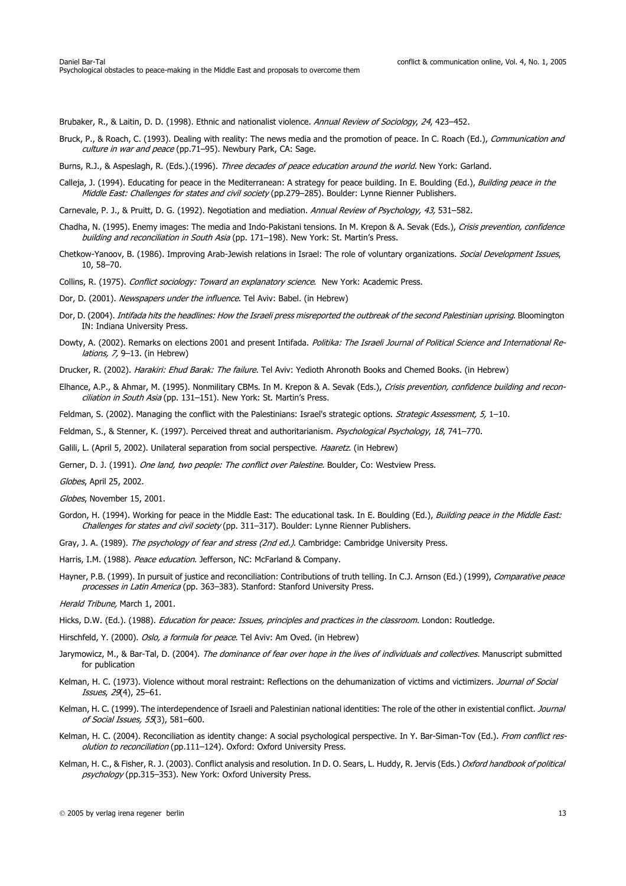Brubaker, R., & Laitin, D. D. (1998). Ethnic and nationalist violence. *Annual Review of Sociology*, *24*, 423–452.

Bruck, P., & Roach, C. (1993). Dealing with reality: The news media and the promotion of peace. In C. Roach (Ed.), *Communication and culture in war and peace* (pp.71–95). Newbury Park, CA: Sage.

Burns, R.J., & Aspeslagh, R. (Eds.).(1996). *Three decades of peace education around the world.* New York: Garland.

Calleja, J. (1994). Educating for peace in the Mediterranean: A strategy for peace building. In E. Boulding (Ed.), *Building peace in the Middle East: Challenges for states and civil society* (pp.279–285). Boulder: Lynne Rienner Publishers.

Carnevale, P. J., & Pruitt, D. G. (1992). Negotiation and mediation. *Annual Review of Psychology, 43,* 531–582.

Chadha, N. (1995). Enemy images: The media and Indo-Pakistani tensions. In M. Krepon & A. Sevak (Eds.), *Crisis prevention, confidence building and reconciliation in South Asia* (pp. 171–198). New York: St. Martin's Press.

Chetkow-Yanoov, B. (1986). Improving Arab-Jewish relations in Israel: The role of voluntary organizations. *Social Development Issues*, 10, 58–70.

Collins, R. (1975). *Conflict sociology: Toward an explanatory science*. New York: Academic Press.

Dor, D. (2001). *Newspapers under the influence*. Tel Aviv: Babel. (in Hebrew)

Dor, D. (2004). *Intifada hits the headlines: How the Israeli press misreported the outbreak of the second Palestinian uprising*. Bloomington IN: Indiana University Press.

Dowty, A. (2002). Remarks on elections 2001 and present Intifada. *Politika: The Israeli Journal of Political Science and International Relations, 7,* 9–13. (in Hebrew)

Drucker, R. (2002). *Harakiri: Ehud Barak: The failure*. Tel Aviv: Yedioth Ahronoth Books and Chemed Books. (in Hebrew)

Elhance, A.P., & Ahmar, M. (1995). Nonmilitary CBMs. In M. Krepon & A. Sevak (Eds.), *Crisis prevention, confidence building and reconciliation in South Asia* (pp. 131–151). New York: St. Martin's Press.

Feldman, S. (2002). Managing the conflict with the Palestinians: Israel's strategic options. *Strategic Assessment, 5,* 1–10.

Feldman, S., & Stenner, K. (1997). Perceived threat and authoritarianism. *Psychological Psychology*, *18*, 741–770.

Galili, L. (April 5, 2002). Unilateral separation from social perspective. *Haaretz*. (in Hebrew)

Gerner, D. J. (1991). *One land, two people: The conflict over Palestine.* Boulder, Co: Westview Press.

*Globes*, April 25, 2002.

*Globes*, November 15, 2001.

Gordon, H. (1994). Working for peace in the Middle East: The educational task. In E. Boulding (Ed.), *Building peace in the Middle East: Challenges for states and civil society* (pp. 311–317). Boulder: Lynne Rienner Publishers.

Gray, J. A. (1989). *The psychology of fear and stress (2nd ed.).* Cambridge: Cambridge University Press.

Harris, I.M. (1988). *Peace education*. Jefferson, NC: McFarland & Company.

Hayner, P.B. (1999). In pursuit of justice and reconciliation: Contributions of truth telling. In C.J. Arnson (Ed.) (1999), *Comparative peace processes in Latin America* (pp. 363–383). Stanford: Stanford University Press.

*Herald Tribune,* March 1, 2001.

Hicks, D.W. (Ed.). (1988). *Education for peace: Issues, principles and practices in the classroom.* London: Routledge.

Hirschfeld, Y. (2000). *Oslo, a formula for peace*. Tel Aviv: Am Oved. (in Hebrew)

Jarymowicz, M., & Bar-Tal, D. (2004). *The dominance of fear over hope in the lives of individuals and collectives.* Manuscript submitted for publication

Kelman, H. C. (1973). Violence without moral restraint: Reflections on the dehumanization of victims and victimizers. *Journal of Social Issues*, *29*(4), 25–61.

Kelman, H. C. (1999). The interdependence of Israeli and Palestinian national identities: The role of the other in existential conflict. *Journal of Social Issues, 55*(3), 581–600.

Kelman, H. C. (2004). Reconciliation as identity change: A social psychological perspective. In Y. Bar-Siman-Tov (Ed.). *From conflict resolution to reconciliation* (pp.111–124). Oxford: Oxford University Press.

Kelman, H. C., & Fisher, R. J. (2003). Conflict analysis and resolution. In D. O. Sears, L. Huddy, R. Jervis (Eds.) *Oxford handbook of political psychology* (pp.315–353). New York: Oxford University Press.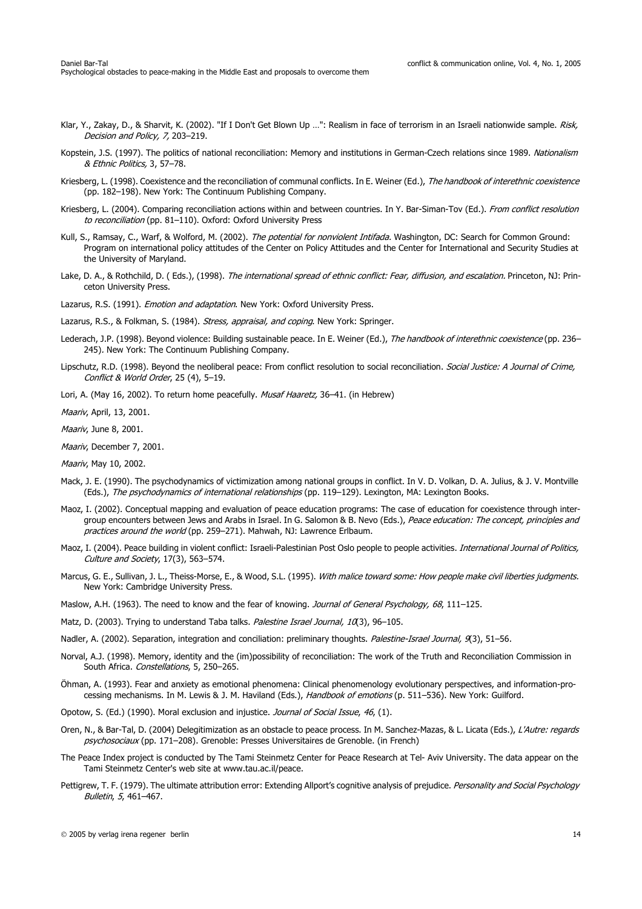Klar, Y., Zakay, D., & Sharvit, K. (2002). "If I Don't Get Blown Up …": Realism in face of terrorism in an Israeli nationwide sample. *Risk, Decision and Policy, 7,* 203–219.

Kopstein, J.S. (1997). The politics of national reconciliation: Memory and institutions in German-Czech relations since 1989. *Nationalism & Ethnic Politics,* 3, 57–78.

Kriesberg, L. (1998). Coexistence and the reconciliation of communal conflicts. In E. Weiner (Ed.), *The handbook of interethnic coexistence* (pp. 182–198). New York: The Continuum Publishing Company.

Kriesberg, L. (2004). Comparing reconciliation actions within and between countries. In Y. Bar-Siman-Tov (Ed.). *From conflict resolution to reconciliation* (pp. 81–110). Oxford: Oxford University Press

Kull, S., Ramsay, C., Warf, & Wolford, M. (2002). *The potential for nonviolent Intifada.* Washington, DC: Search for Common Ground: Program on international policy attitudes of the Center on Policy Attitudes and the Center for International and Security Studies at the University of Maryland.

Lake, D. A., & Rothchild, D. ( Eds.), (1998). *The international spread of ethnic conflict: Fear, diffusion, and escalation.* Princeton, NJ: Princeton University Press.

Lazarus, R.S. (1991). *Emotion and adaptation*. New York: Oxford University Press.

Lazarus, R.S., & Folkman, S. (1984). *Stress, appraisal, and coping*. New York: Springer.

Lederach, J.P. (1998). Beyond violence: Building sustainable peace. In E. Weiner (Ed.), *The handbook of interethnic coexistence* (pp. 236–245). New York: The Continuum Publishing Company.

Lipschutz, R.D. (1998). Beyond the neoliberal peace: From conflict resolution to social reconciliation. *Social Justice: A Journal of Crime, Conflict & World Order*, 25 (4), 5–19.

Lori, A. (May 16, 2002). To return home peacefully. *Musaf Haaretz,* 36–41. (in Hebrew)

*Maariv*, April, 13, 2001.

*Maariv*, June 8, 2001.

*Maariv*, December 7, 2001.

*Maariv*, May 10, 2002.

Mack, J. E. (1990). The psychodynamics of victimization among national groups in conflict. In V. D. Volkan, D. A. Julius, & J. V. Montville (Eds.), *The psychodynamics of international relationships* (pp. 119–129). Lexington, MA: Lexington Books.

Maoz, I. (2002). Conceptual mapping and evaluation of peace education programs: The case of education for coexistence through intergroup encounters between Jews and Arabs in Israel. In G. Salomon & B. Nevo (Eds.), *Peace education: The concept, principles and practices around the world* (pp. 259–271). Mahwah, NJ: Lawrence Erlbaum.

Maoz, I. (2004). Peace building in violent conflict: Israeli-Palestinian Post Oslo people to people activities. *International Journal of Politics, Culture and Society*, 17(3), 563–574.

Marcus, G. E., Sullivan, J. L., Theiss-Morse, E., & Wood, S.L. (1995). *With malice toward some: How people make civil liberties judgments.* New York: Cambridge University Press.

Maslow, A.H. (1963). The need to know and the fear of knowing. *Journal of General Psychology, 68*, 111–125.

Matz, D. (2003). Trying to understand Taba talks. *Palestine Israel Journal, 10*(3), 96–105.

Nadler, A. (2002). Separation, integration and conciliation: preliminary thoughts. *Palestine-Israel Journal, 9*(3), 51–56.

Norval, A.J. (1998). Memory, identity and the (im)possibility of reconciliation: The work of the Truth and Reconciliation Commission in South Africa. *Constellations*, 5, 250–265.

Öhman, A. (1993). Fear and anxiety as emotional phenomena: Clinical phenomenology evolutionary perspectives, and information-processing mechanisms. In M. Lewis & J. M. Haviland (Eds.), *Handbook of emotions* (p. 511–536). New York: Guilford.

Opotow, S. (Ed.) (1990). Moral exclusion and injustice. *Journal of Social Issue*, *46*, (1).

Oren, N., & Bar-Tal, D. (2004) Delegitimization as an obstacle to peace process. In M. Sanchez-Mazas, & L. Licata (Eds.), *L'Autre: regards psychosociaux* (pp. 171–208). Grenoble: Presses Universitaires de Grenoble. (in French)

The Peace Index project is conducted by The Tami Steinmetz Center for Peace Research at Tel- Aviv University. The data appear on the Tami Steinmetz Center's web site at www.tau.ac.il/peace.

Pettigrew, T. F. (1979). The ultimate attribution error: Extending Allport's cognitive analysis of prejudice. *Personality and Social Psychology Bulletin*, *5*, 461–467.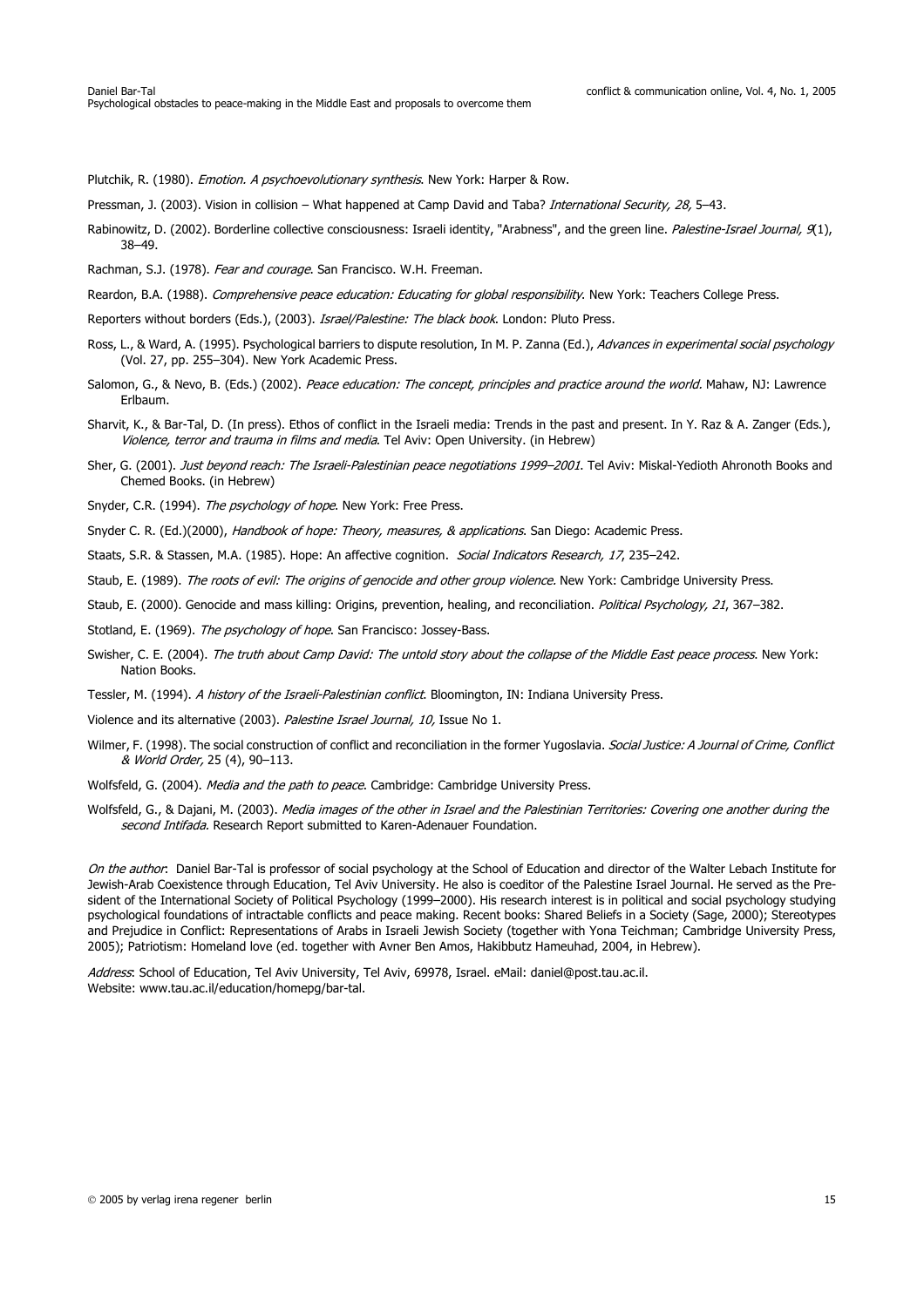Plutchik, R. (1980). *Emotion. A psychoevolutionary synthesis*. New York: Harper & Row.

Pressman, J. (2003). Vision in collision – What happened at Camp David and Taba? *International Security, 28,* 5–43.

Rabinowitz, D. (2002). Borderline collective consciousness: Israeli identity, "Arabness", and the green line. *Palestine-Israel Journal, 9*(1), 38–49.

Rachman, S.J. (1978). *Fear and courage*. San Francisco. W.H. Freeman.

Reardon, B.A. (1988). *Comprehensive peace education: Educating for global responsibility*. New York: Teachers College Press.

Reporters without borders (Eds.), (2003). *Israel/Palestine: The black book*. London: Pluto Press.

Ross, L., & Ward, A. (1995). Psychological barriers to dispute resolution, In M. P. Zanna (Ed.), *Advances in experimental social psychology* (Vol. 27, pp. 255–304). New York Academic Press.

Salomon, G., & Nevo, B. (Eds.) (2002). *Peace education: The concept, principles and practice around the world*. Mahaw, NJ: Lawrence Erlbaum.

Sharvit, K., & Bar-Tal, D. (In press). Ethos of conflict in the Israeli media: Trends in the past and present. In Y. Raz & A. Zanger (Eds.), *Violence, terror and trauma in films and media*. Tel Aviv: Open University. (in Hebrew)

Sher, G. (2001). *Just beyond reach: The Israeli-Palestinian peace negotiations 1999–2001*. Tel Aviv: Miskal-Yedioth Ahronoth Books and Chemed Books. (in Hebrew)

Snyder, C.R. (1994). *The psychology of hope*. New York: Free Press.

Snyder C. R. (Ed.)(2000), *Handbook of hope: Theory, measures, & applications*. San Diego: Academic Press.

Staats, S.R. & Stassen, M.A. (1985). Hope: An affective cognition. *Social Indicators Research, 17*, 235–242.

Staub, E. (1989). *The roots of evil: The origins of genocide and other group violence*. New York: Cambridge University Press.

Staub, E. (2000). Genocide and mass killing: Origins, prevention, healing, and reconciliation. *Political Psychology, 21*, 367–382.

Stotland, E. (1969). *The psychology of hope*. San Francisco: Jossey-Bass.

Swisher, C. E. (2004). *The truth about Camp David: The untold story about the collapse of the Middle East peace process*. New York: Nation Books.

Tessler, M. (1994). *A history of the Israeli-Palestinian conflict*. Bloomington, IN: Indiana University Press.

Violence and its alternative (2003). *Palestine Israel Journal, 10,* Issue No 1.

Wilmer, F. (1998). The social construction of conflict and reconciliation in the former Yugoslavia. *Social Justice: A Journal of Crime, Conflict & World Order,* 25 (4), 90–113.

Wolfsfeld, G. (2004). *Media and the path to peace*. Cambridge: Cambridge University Press.

Wolfsfeld, G., & Dajani, M. (2003). *Media images of the other in Israel and the Palestinian Territories: Covering one another during the second Intifada*. Research Report submitted to Karen-Adenauer Foundation.

*On the author*: Daniel Bar-Tal is professor of social psychology at the School of Education and director of the Walter Lebach Institute for Jewish-Arab Coexistence through Education, Tel Aviv University. He also is coeditor of the Palestine Israel Journal. He served as the President of the International Society of Political Psychology (1999–2000). His research interest is in political and social psychology studying psychological foundations of intractable conflicts and peace making. Recent books: Shared Beliefs in a Society (Sage, 2000); Stereotypes and Prejudice in Conflict: Representations of Arabs in Israeli Jewish Society (together with Yona Teichman; Cambridge University Press, 2005); Patriotism: Homeland love (ed. together with Avner Ben Amos, Hakibbutz Hameuhad, 2004, in Hebrew).

*Address*: School of Education, Tel Aviv University, Tel Aviv, 69978, Israel. eMail: daniel@post.tau.ac.il.
Website: www.tau.ac.il/education/homepg/bar-tal.